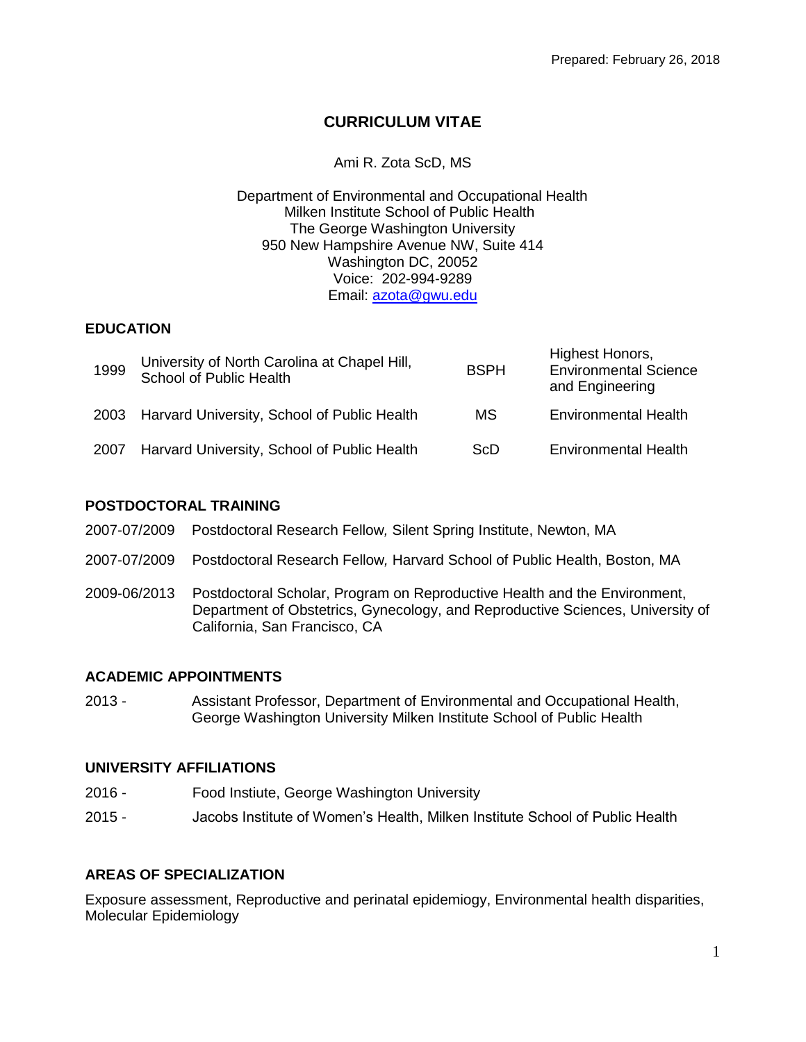Prepared: February 26, 2018

# CURRICULUM VITAE

Ami R. Zota ScD, MS

Department of Environmental and Occupational Health
Milken Institute School of Public Health
The George Washington University
950 New Hampshire Avenue NW, Suite 414
Washington DC, 20052
Voice: 202-994-9289
Email: azota@gwu.edu

## EDUCATION

| | | | |
|---|---|---|---|
| 1999 | University of North Carolina at Chapel Hill, School of Public Health | BSPH | Highest Honors, Environmental Science and Engineering |
| 2003 | Harvard University, School of Public Health | MS | Environmental Health |
| 2007 | Harvard University, School of Public Health | ScD | Environmental Health |

## POSTDOCTORAL TRAINING

2007-07/2009 Postdoctoral Research Fellow*,* Silent Spring Institute, Newton, MA

2007-07/2009 Postdoctoral Research Fellow*,* Harvard School of Public Health, Boston, MA

2009-06/2013 Postdoctoral Scholar, Program on Reproductive Health and the Environment, Department of Obstetrics, Gynecology, and Reproductive Sciences, University of California, San Francisco, CA

## ACADEMIC APPOINTMENTS

2013 - Assistant Professor, Department of Environmental and Occupational Health, George Washington University Milken Institute School of Public Health

## UNIVERSITY AFFILIATIONS

2016 - Food Instiute, George Washington University

2015 - Jacobs Institute of Women's Health, Milken Institute School of Public Health

## AREAS OF SPECIALIZATION

Exposure assessment, Reproductive and perinatal epidemiogy, Environmental health disparities, Molecular Epidemiology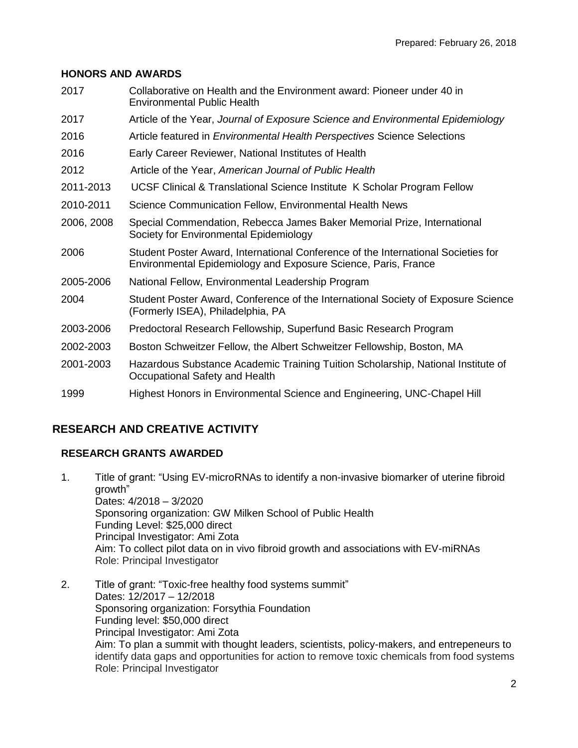### HONORS AND AWARDS

| | |
|---|---|
| 2017 | Collaborative on Health and the Environment award: Pioneer under 40 in Environmental Public Health |
| 2017 | Article of the Year, *Journal of Exposure Science and Environmental Epidemiology* |
| 2016 | Article featured in *Environmental Health Perspectives* Science Selections |
| 2016 | Early Career Reviewer, National Institutes of Health |
| 2012 | Article of the Year, *American Journal of Public Health* |
| 2011-2013 | UCSF Clinical & Translational Science Institute K Scholar Program Fellow |
| 2010-2011 | Science Communication Fellow, Environmental Health News |
| 2006, 2008 | Special Commendation, Rebecca James Baker Memorial Prize, International Society for Environmental Epidemiology |
| 2006 | Student Poster Award, International Conference of the International Societies for Environmental Epidemiology and Exposure Science, Paris, France |
| 2005-2006 | National Fellow, Environmental Leadership Program |
| 2004 | Student Poster Award, Conference of the International Society of Exposure Science (Formerly ISEA), Philadelphia, PA |
| 2003-2006 | Predoctoral Research Fellowship, Superfund Basic Research Program |
| 2002-2003 | Boston Schweitzer Fellow, the Albert Schweitzer Fellowship, Boston, MA |
| 2001-2003 | Hazardous Substance Academic Training Tuition Scholarship, National Institute of Occupational Safety and Health |
| 1999 | Highest Honors in Environmental Science and Engineering, UNC-Chapel Hill |

## RESEARCH AND CREATIVE ACTIVITY

### RESEARCH GRANTS AWARDED

1. Title of grant: "Using EV-microRNAs to identify a non-invasive biomarker of uterine fibroid growth"
   Dates: 4/2018 – 3/2020
   Sponsoring organization: GW Milken School of Public Health
   Funding Level: $25,000 direct
   Principal Investigator: Ami Zota
   Aim: To collect pilot data on in vivo fibroid growth and associations with EV-miRNAs
   Role: Principal Investigator

2. Title of grant: "Toxic-free healthy food systems summit"
   Dates: 12/2017 – 12/2018
   Sponsoring organization: Forsythia Foundation
   Funding level: $50,000 direct
   Principal Investigator: Ami Zota
   Aim: To plan a summit with thought leaders, scientists, policy-makers, and entrepeneurs to identify data gaps and opportunities for action to remove toxic chemicals from food systems
   Role: Principal Investigator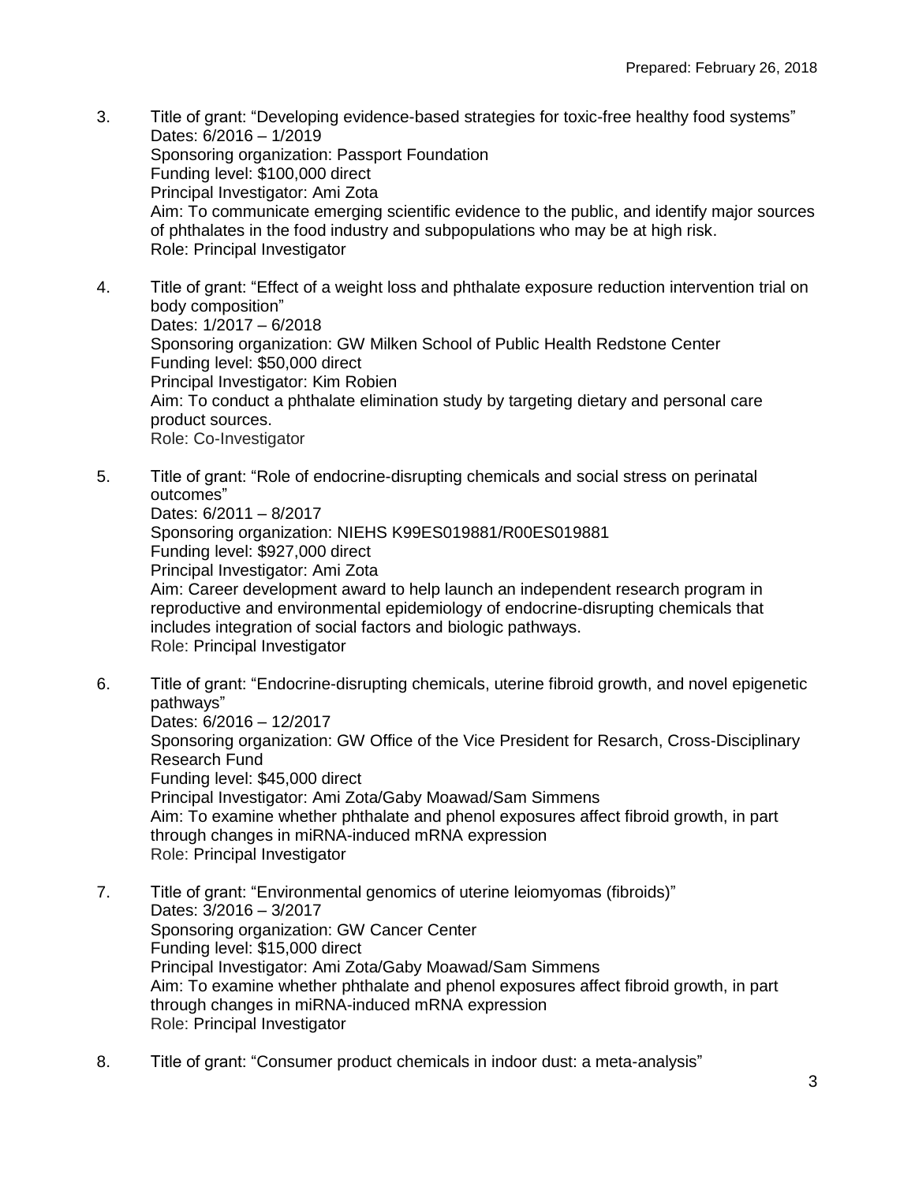3. Title of grant: "Developing evidence-based strategies for toxic-free healthy food systems"
   Dates: 6/2016 – 1/2019
   Sponsoring organization: Passport Foundation
   Funding level: $100,000 direct
   Principal Investigator: Ami Zota
   Aim: To communicate emerging scientific evidence to the public, and identify major sources of phthalates in the food industry and subpopulations who may be at high risk.
   Role: Principal Investigator

4. Title of grant: "Effect of a weight loss and phthalate exposure reduction intervention trial on body composition"
   Dates: 1/2017 – 6/2018
   Sponsoring organization: GW Milken School of Public Health Redstone Center
   Funding level: $50,000 direct
   Principal Investigator: Kim Robien
   Aim: To conduct a phthalate elimination study by targeting dietary and personal care product sources.
   Role: Co-Investigator

5. Title of grant: "Role of endocrine-disrupting chemicals and social stress on perinatal outcomes"
   Dates: 6/2011 – 8/2017
   Sponsoring organization: NIEHS K99ES019881/R00ES019881
   Funding level: $927,000 direct
   Principal Investigator: Ami Zota
   Aim: Career development award to help launch an independent research program in reproductive and environmental epidemiology of endocrine-disrupting chemicals that includes integration of social factors and biologic pathways.
   Role: Principal Investigator

6. Title of grant: "Endocrine-disrupting chemicals, uterine fibroid growth, and novel epigenetic pathways"
   Dates: 6/2016 – 12/2017
   Sponsoring organization: GW Office of the Vice President for Resarch, Cross-Disciplinary Research Fund
   Funding level: $45,000 direct
   Principal Investigator: Ami Zota/Gaby Moawad/Sam Simmens
   Aim: To examine whether phthalate and phenol exposures affect fibroid growth, in part through changes in miRNA-induced mRNA expression
   Role: Principal Investigator

7. Title of grant: "Environmental genomics of uterine leiomyomas (fibroids)"
   Dates: 3/2016 – 3/2017
   Sponsoring organization: GW Cancer Center
   Funding level: $15,000 direct
   Principal Investigator: Ami Zota/Gaby Moawad/Sam Simmens
   Aim: To examine whether phthalate and phenol exposures affect fibroid growth, in part through changes in miRNA-induced mRNA expression
   Role: Principal Investigator

8. Title of grant: "Consumer product chemicals in indoor dust: a meta-analysis"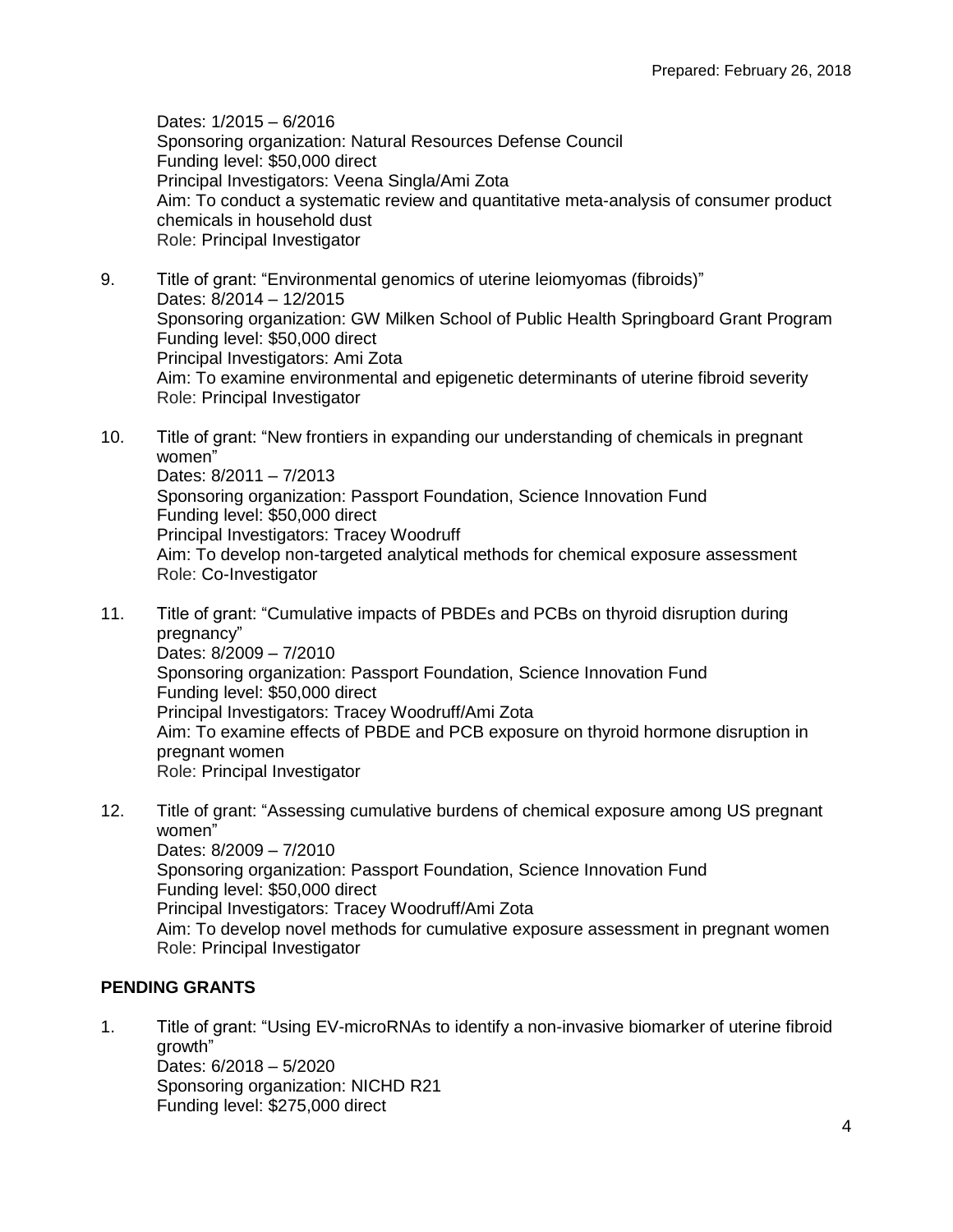Dates: 1/2015 – 6/2016
Sponsoring organization: Natural Resources Defense Council
Funding level: $50,000 direct
Principal Investigators: Veena Singla/Ami Zota
Aim: To conduct a systematic review and quantitative meta-analysis of consumer product chemicals in household dust
Role: Principal Investigator

9. Title of grant: "Environmental genomics of uterine leiomyomas (fibroids)"
   Dates: 8/2014 – 12/2015
   Sponsoring organization: GW Milken School of Public Health Springboard Grant Program
   Funding level: $50,000 direct
   Principal Investigators: Ami Zota
   Aim: To examine environmental and epigenetic determinants of uterine fibroid severity
   Role: Principal Investigator

10. Title of grant: "New frontiers in expanding our understanding of chemicals in pregnant women"
    Dates: 8/2011 – 7/2013
    Sponsoring organization: Passport Foundation, Science Innovation Fund
    Funding level: $50,000 direct
    Principal Investigators: Tracey Woodruff
    Aim: To develop non-targeted analytical methods for chemical exposure assessment
    Role: Co-Investigator

11. Title of grant: "Cumulative impacts of PBDEs and PCBs on thyroid disruption during pregnancy"
    Dates: 8/2009 – 7/2010
    Sponsoring organization: Passport Foundation, Science Innovation Fund
    Funding level: $50,000 direct
    Principal Investigators: Tracey Woodruff/Ami Zota
    Aim: To examine effects of PBDE and PCB exposure on thyroid hormone disruption in pregnant women
    Role: Principal Investigator

12. Title of grant: "Assessing cumulative burdens of chemical exposure among US pregnant women"
    Dates: 8/2009 – 7/2010
    Sponsoring organization: Passport Foundation, Science Innovation Fund
    Funding level: $50,000 direct
    Principal Investigators: Tracey Woodruff/Ami Zota
    Aim: To develop novel methods for cumulative exposure assessment in pregnant women
    Role: Principal Investigator

**PENDING GRANTS**

1. Title of grant: "Using EV-microRNAs to identify a non-invasive biomarker of uterine fibroid growth"
   Dates: 6/2018 – 5/2020
   Sponsoring organization: NICHD R21
   Funding level: $275,000 direct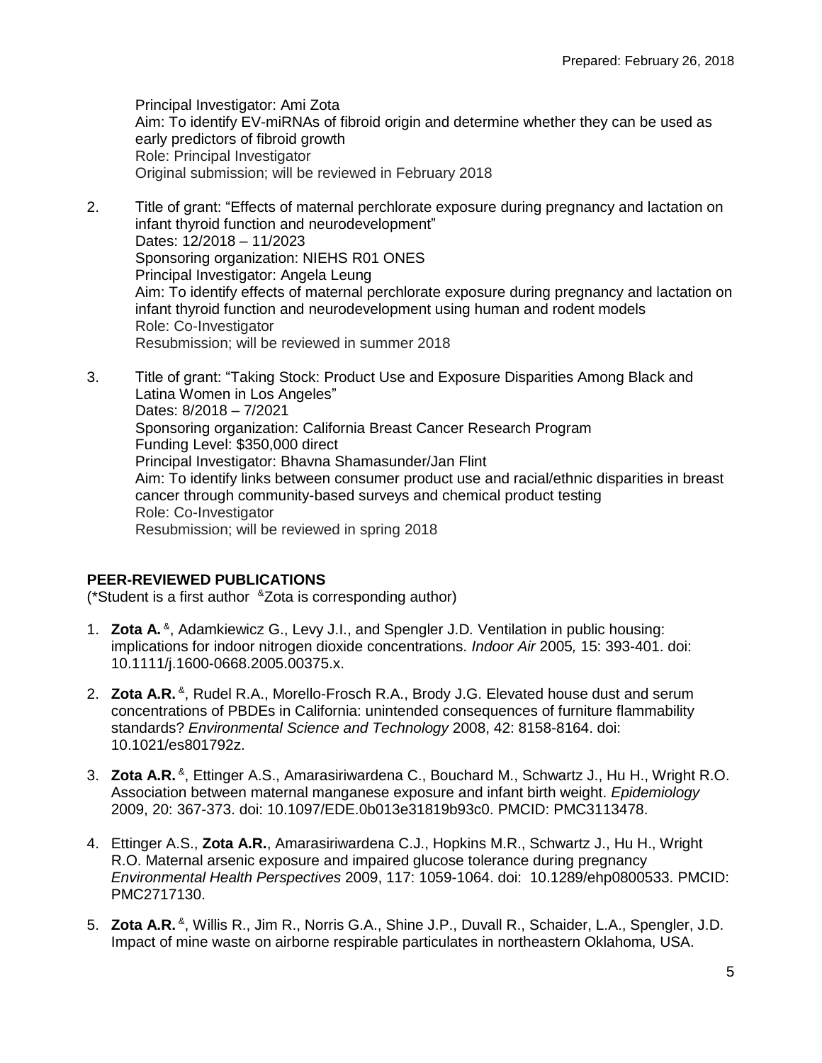Principal Investigator: Ami Zota
Aim: To identify EV-miRNAs of fibroid origin and determine whether they can be used as early predictors of fibroid growth
Role: Principal Investigator
Original submission; will be reviewed in February 2018

2. Title of grant: "Effects of maternal perchlorate exposure during pregnancy and lactation on infant thyroid function and neurodevelopment"
Dates: 12/2018 – 11/2023
Sponsoring organization: NIEHS R01 ONES
Principal Investigator: Angela Leung
Aim: To identify effects of maternal perchlorate exposure during pregnancy and lactation on infant thyroid function and neurodevelopment using human and rodent models
Role: Co-Investigator
Resubmission; will be reviewed in summer 2018

3. Title of grant: "Taking Stock: Product Use and Exposure Disparities Among Black and Latina Women in Los Angeles"
Dates: 8/2018 – 7/2021
Sponsoring organization: California Breast Cancer Research Program
Funding Level: $350,000 direct
Principal Investigator: Bhavna Shamasunder/Jan Flint
Aim: To identify links between consumer product use and racial/ethnic disparities in breast cancer through community-based surveys and chemical product testing
Role: Co-Investigator
Resubmission; will be reviewed in spring 2018

## PEER-REVIEWED PUBLICATIONS

(*Student is a first author [&]Zota is corresponding author)

1. **Zota A.** [&], Adamkiewicz G., Levy J.I., and Spengler J.D. Ventilation in public housing: implications for indoor nitrogen dioxide concentrations. *Indoor Air* 2005*,* 15: 393-401. doi: 10.1111/j.1600-0668.2005.00375.x.

2. **Zota A.R.** [&], Rudel R.A., Morello-Frosch R.A., Brody J.G. Elevated house dust and serum concentrations of PBDEs in California: unintended consequences of furniture flammability standards? *Environmental Science and Technology* 2008, 42: 8158-8164. doi: 10.1021/es801792z.

3. **Zota A.R.** [&], Ettinger A.S., Amarasiriwardena C., Bouchard M., Schwartz J., Hu H., Wright R.O. Association between maternal manganese exposure and infant birth weight. *Epidemiology* 2009, 20: 367-373. doi: 10.1097/EDE.0b013e31819b93c0. PMCID: PMC3113478.

4. Ettinger A.S., **Zota A.R.**, Amarasiriwardena C.J., Hopkins M.R., Schwartz J., Hu H., Wright R.O. Maternal arsenic exposure and impaired glucose tolerance during pregnancy *Environmental Health Perspectives* 2009, 117: 1059-1064. doi: 10.1289/ehp0800533. PMCID: PMC2717130.

5. **Zota A.R.** [&], Willis R., Jim R., Norris G.A., Shine J.P., Duvall R., Schaider, L.A., Spengler, J.D. Impact of mine waste on airborne respirable particulates in northeastern Oklahoma, USA.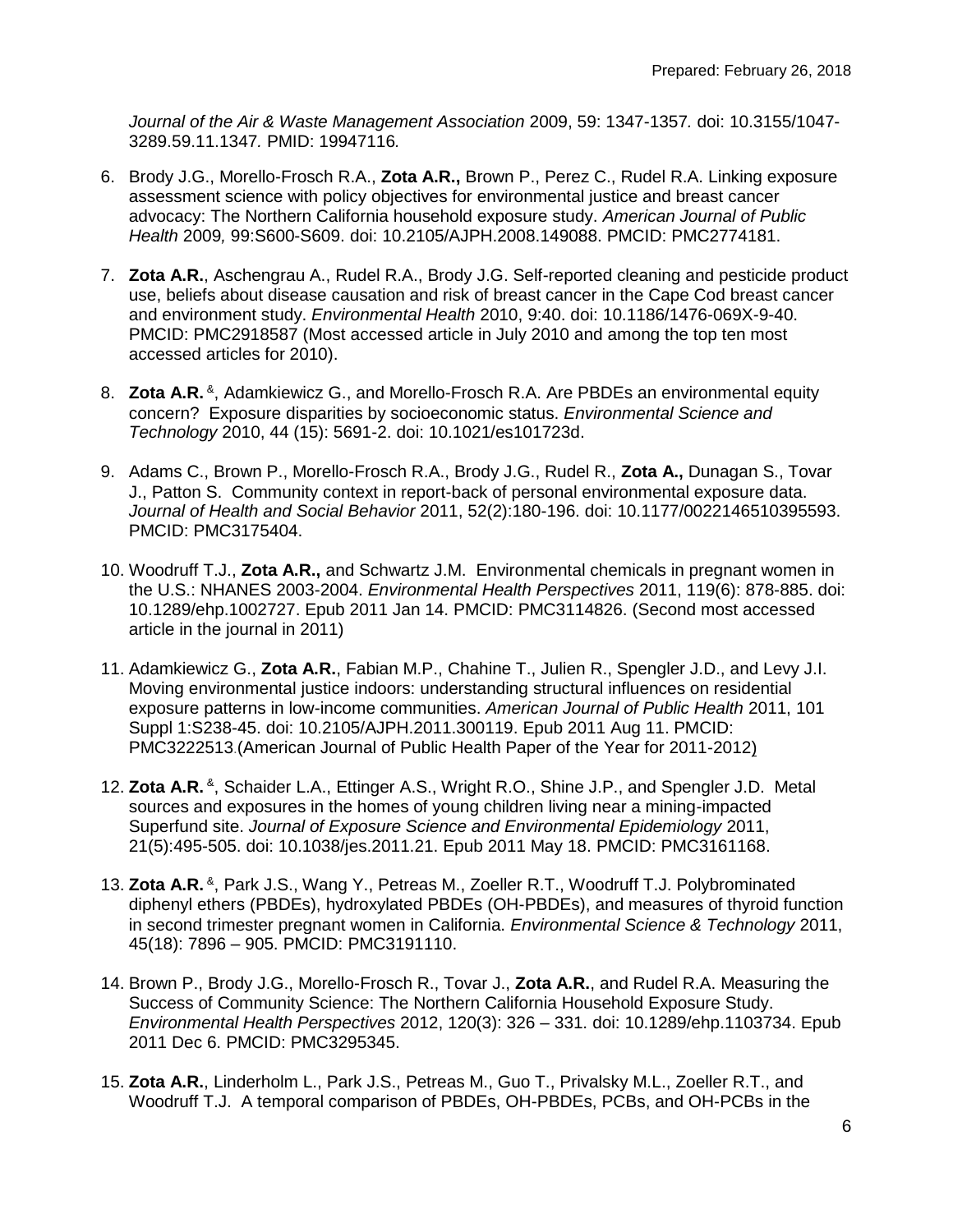*Journal of the Air & Waste Management Association* 2009, 59: 1347-1357*.* doi: 10.3155/1047-3289.59.11.1347*.* PMID: 19947116*.*

6. Brody J.G., Morello-Frosch R.A., **Zota A.R.,** Brown P., Perez C., Rudel R.A. Linking exposure assessment science with policy objectives for environmental justice and breast cancer advocacy: The Northern California household exposure study. *American Journal of Public Health* 2009*,* 99:S600-S609. doi: 10.2105/AJPH.2008.149088. PMCID: PMC2774181.

7. **Zota A.R.**, Aschengrau A., Rudel R.A., Brody J.G. Self-reported cleaning and pesticide product use, beliefs about disease causation and risk of breast cancer in the Cape Cod breast cancer and environment study. *Environmental Health* 2010, 9:40. doi: 10.1186/1476-069X-9-40. PMCID: PMC2918587 (Most accessed article in July 2010 and among the top ten most accessed articles for 2010).

8. **Zota A.R.** [&], Adamkiewicz G., and Morello-Frosch R.A. Are PBDEs an environmental equity concern? Exposure disparities by socioeconomic status. *Environmental Science and Technology* 2010, 44 (15): 5691-2. doi: 10.1021/es101723d.

9. Adams C., Brown P., Morello-Frosch R.A., Brody J.G., Rudel R., **Zota A.,** Dunagan S., Tovar J., Patton S. Community context in report-back of personal environmental exposure data. *Journal of Health and Social Behavior* 2011, 52(2):180-196. doi: 10.1177/0022146510395593. PMCID: PMC3175404.

10. Woodruff T.J., **Zota A.R.,** and Schwartz J.M. Environmental chemicals in pregnant women in the U.S.: NHANES 2003-2004. *Environmental Health Perspectives* 2011, 119(6): 878-885. doi: 10.1289/ehp.1002727. Epub 2011 Jan 14. PMCID: PMC3114826. (Second most accessed article in the journal in 2011)

11. Adamkiewicz G., **Zota A.R.**, Fabian M.P., Chahine T., Julien R., Spengler J.D., and Levy J.I. Moving environmental justice indoors: understanding structural influences on residential exposure patterns in low-income communities. *American Journal of Public Health* 2011, 101 Suppl 1:S238-45. doi: 10.2105/AJPH.2011.300119. Epub 2011 Aug 11. PMCID: PMC3222513.(American Journal of Public Health Paper of the Year for 2011-2012)

12. **Zota A.R.** [&], Schaider L.A., Ettinger A.S., Wright R.O., Shine J.P., and Spengler J.D. Metal sources and exposures in the homes of young children living near a mining-impacted Superfund site. *Journal of Exposure Science and Environmental Epidemiology* 2011, 21(5):495-505. doi: 10.1038/jes.2011.21. Epub 2011 May 18. PMCID: PMC3161168.

13. **Zota A.R.** [&], Park J.S., Wang Y., Petreas M., Zoeller R.T., Woodruff T.J. Polybrominated diphenyl ethers (PBDEs), hydroxylated PBDEs (OH-PBDEs), and measures of thyroid function in second trimester pregnant women in California. *Environmental Science & Technology* 2011, 45(18): 7896 – 905. PMCID: PMC3191110.

14. Brown P., Brody J.G., Morello-Frosch R., Tovar J., **Zota A.R.**, and Rudel R.A. Measuring the Success of Community Science: The Northern California Household Exposure Study. *Environmental Health Perspectives* 2012, 120(3): 326 – 331. doi: 10.1289/ehp.1103734. Epub 2011 Dec 6. PMCID: PMC3295345.

15. **Zota A.R.**, Linderholm L., Park J.S., Petreas M., Guo T., Privalsky M.L., Zoeller R.T., and Woodruff T.J. A temporal comparison of PBDEs, OH-PBDEs, PCBs, and OH-PCBs in the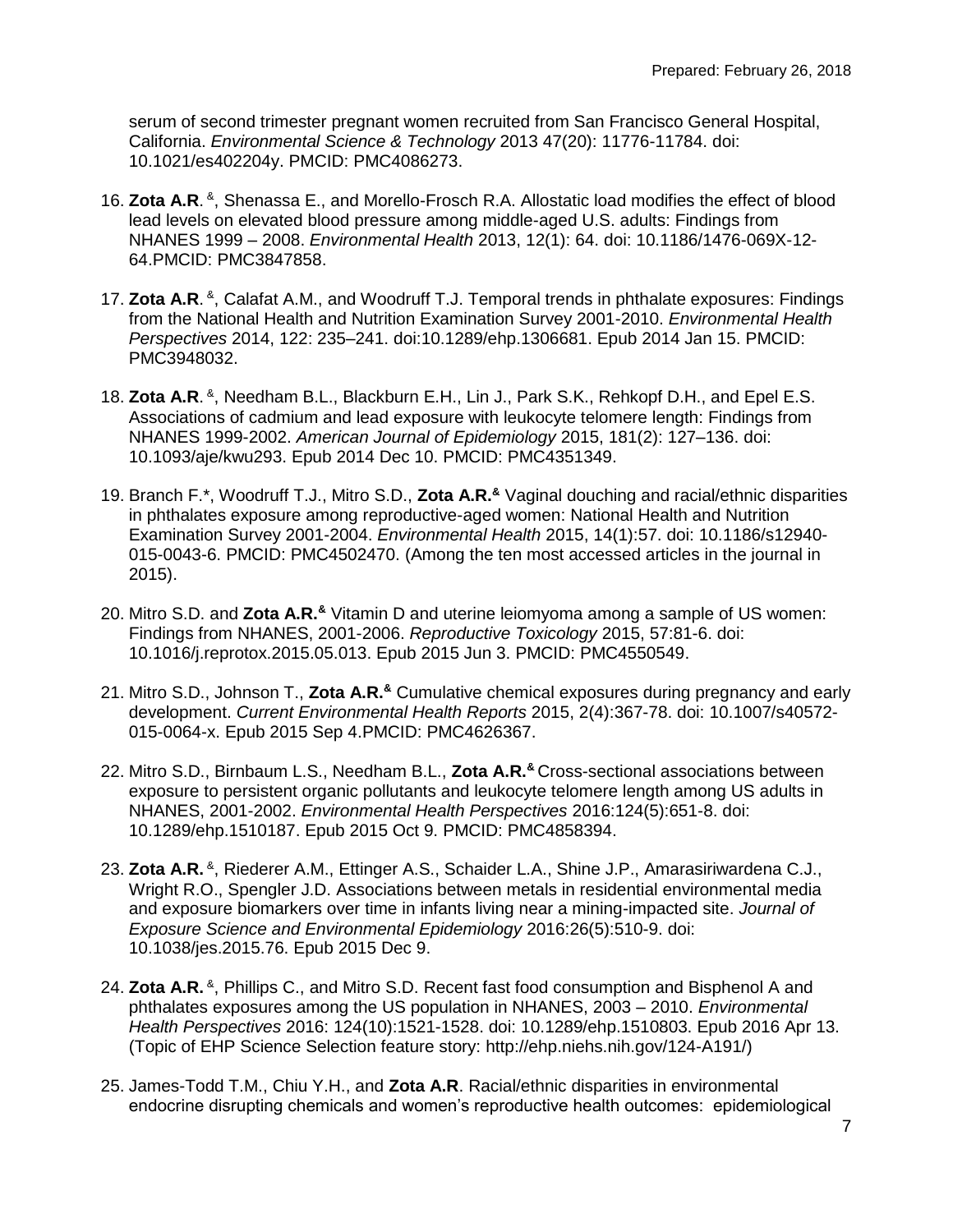serum of second trimester pregnant women recruited from San Francisco General Hospital, California. *Environmental Science & Technology* 2013 47(20): 11776-11784. doi: 10.1021/es402204y. PMCID: PMC4086273.

16. **Zota A.R**. [&], Shenassa E., and Morello-Frosch R.A. Allostatic load modifies the effect of blood lead levels on elevated blood pressure among middle-aged U.S. adults: Findings from NHANES 1999 – 2008. *Environmental Health* 2013, 12(1): 64. doi: 10.1186/1476-069X-12-64.PMCID: PMC3847858.

17. **Zota A.R**. [&], Calafat A.M., and Woodruff T.J. Temporal trends in phthalate exposures: Findings from the National Health and Nutrition Examination Survey 2001-2010. *Environmental Health Perspectives* 2014, 122: 235–241. doi:10.1289/ehp.1306681. Epub 2014 Jan 15. PMCID: PMC3948032.

18. **Zota A.R**. [&], Needham B.L., Blackburn E.H., Lin J., Park S.K., Rehkopf D.H., and Epel E.S. Associations of cadmium and lead exposure with leukocyte telomere length: Findings from NHANES 1999-2002. *American Journal of Epidemiology* 2015, 181(2): 127–136. doi: 10.1093/aje/kwu293. Epub 2014 Dec 10. PMCID: PMC4351349.

19. Branch F.*, Woodruff T.J., Mitro S.D., **Zota A.R.**[&] Vaginal douching and racial/ethnic disparities in phthalates exposure among reproductive-aged women: National Health and Nutrition Examination Survey 2001-2004. *Environmental Health* 2015, 14(1):57. doi: 10.1186/s12940-015-0043-6. PMCID: PMC4502470. (Among the ten most accessed articles in the journal in 2015).

20. Mitro S.D. and **Zota A.R.**[&] Vitamin D and uterine leiomyoma among a sample of US women: Findings from NHANES, 2001-2006. *Reproductive Toxicology* 2015, 57:81-6. doi: 10.1016/j.reprotox.2015.05.013. Epub 2015 Jun 3. PMCID: PMC4550549.

21. Mitro S.D., Johnson T., **Zota A.R.**[&] Cumulative chemical exposures during pregnancy and early development. *Current Environmental Health Reports* 2015, 2(4):367-78. doi: 10.1007/s40572-015-0064-x. Epub 2015 Sep 4.PMCID: PMC4626367.

22. Mitro S.D., Birnbaum L.S., Needham B.L., **Zota A.R.**[&] Cross-sectional associations between exposure to persistent organic pollutants and leukocyte telomere length among US adults in NHANES, 2001-2002. *Environmental Health Perspectives* 2016:124(5):651-8. doi: 10.1289/ehp.1510187. Epub 2015 Oct 9. PMCID: PMC4858394.

23. **Zota A.R.** [&], Riederer A.M., Ettinger A.S., Schaider L.A., Shine J.P., Amarasiriwardena C.J., Wright R.O., Spengler J.D. Associations between metals in residential environmental media and exposure biomarkers over time in infants living near a mining-impacted site. *Journal of Exposure Science and Environmental Epidemiology* 2016:26(5):510-9. doi: 10.1038/jes.2015.76. Epub 2015 Dec 9.

24. **Zota A.R.** [&], Phillips C., and Mitro S.D. Recent fast food consumption and Bisphenol A and phthalates exposures among the US population in NHANES, 2003 – 2010. *Environmental Health Perspectives* 2016: 124(10):1521-1528. doi: 10.1289/ehp.1510803. Epub 2016 Apr 13. (Topic of EHP Science Selection feature story: http://ehp.niehs.nih.gov/124-A191/)

25. James-Todd T.M., Chiu Y.H., and **Zota A.R**. Racial/ethnic disparities in environmental endocrine disrupting chemicals and women's reproductive health outcomes: epidemiological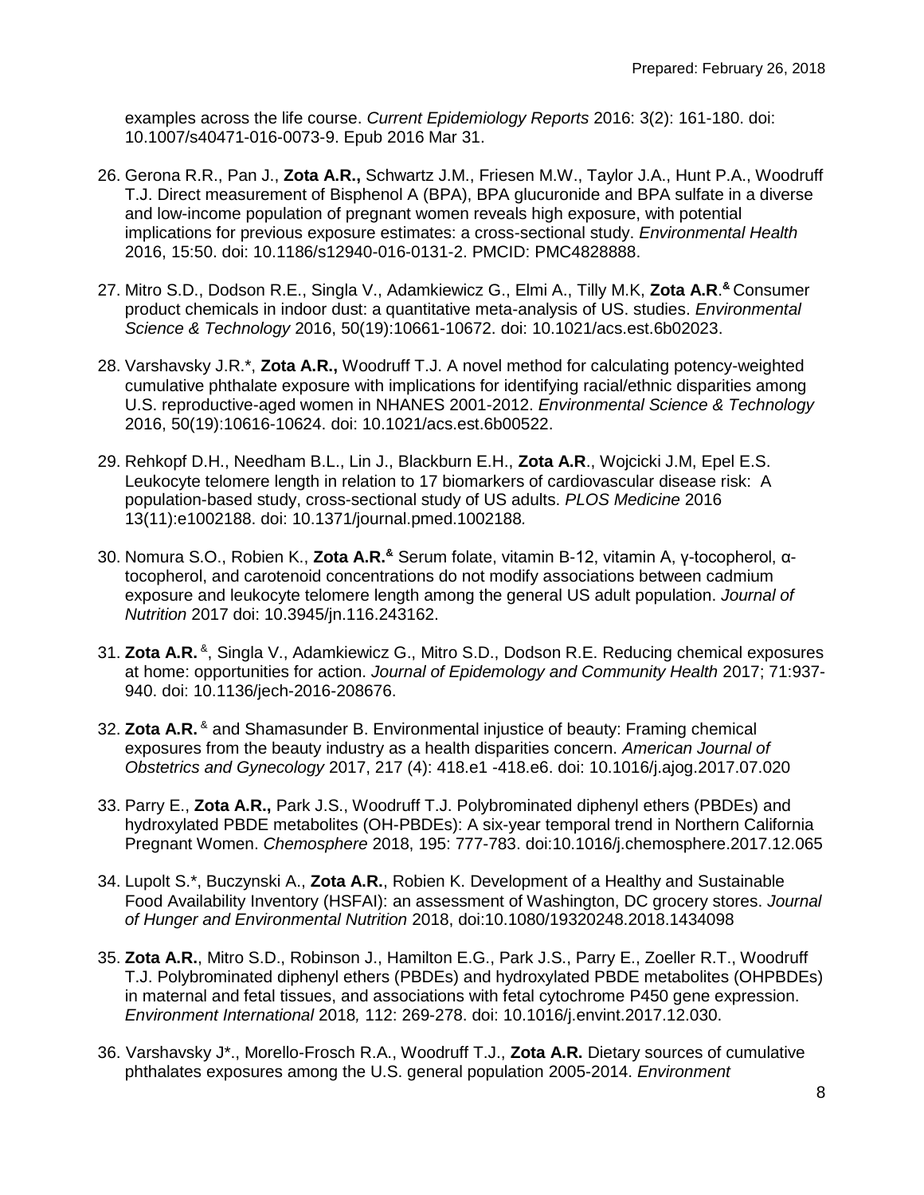examples across the life course. *Current Epidemiology Reports* 2016: 3(2): 161-180. doi: 10.1007/s40471-016-0073-9. Epub 2016 Mar 31.

26. Gerona R.R., Pan J., **Zota A.R.,** Schwartz J.M., Friesen M.W., Taylor J.A., Hunt P.A., Woodruff T.J. Direct measurement of Bisphenol A (BPA), BPA glucuronide and BPA sulfate in a diverse and low-income population of pregnant women reveals high exposure, with potential implications for previous exposure estimates: a cross-sectional study. *Environmental Health* 2016, 15:50. doi: 10.1186/s12940-016-0131-2. PMCID: PMC4828888.

27. Mitro S.D., Dodson R.E., Singla V., Adamkiewicz G., Elmi A., Tilly M.K, **Zota A.R**.[&] Consumer product chemicals in indoor dust: a quantitative meta-analysis of US. studies. *Environmental Science & Technology* 2016, 50(19):10661-10672. doi: 10.1021/acs.est.6b02023.

28. Varshavsky J.R.*, **Zota A.R.,** Woodruff T.J. A novel method for calculating potency-weighted cumulative phthalate exposure with implications for identifying racial/ethnic disparities among U.S. reproductive-aged women in NHANES 2001-2012. *Environmental Science & Technology* 2016, 50(19):10616-10624. doi: 10.1021/acs.est.6b00522.

29. Rehkopf D.H., Needham B.L., Lin J., Blackburn E.H., **Zota A.R**., Wojcicki J.M, Epel E.S. Leukocyte telomere length in relation to 17 biomarkers of cardiovascular disease risk: A population-based study, cross-sectional study of US adults. *PLOS Medicine* 2016 13(11):e1002188. doi: 10.1371/journal.pmed.1002188.

30. Nomura S.O., Robien K., **Zota A.R.**[&] Serum folate, vitamin B-12, vitamin A, γ-tocopherol, α-tocopherol, and carotenoid concentrations do not modify associations between cadmium exposure and leukocyte telomere length among the general US adult population. *Journal of Nutrition* 2017 doi: 10.3945/jn.116.243162.

31. **Zota A.R.** [&], Singla V., Adamkiewicz G., Mitro S.D., Dodson R.E. Reducing chemical exposures at home: opportunities for action. *Journal of Epidemology and Community Health* 2017; 71:937-940. doi: 10.1136/jech-2016-208676.

32. **Zota A.R.** [&] and Shamasunder B. Environmental injustice of beauty: Framing chemical exposures from the beauty industry as a health disparities concern. *American Journal of Obstetrics and Gynecology* 2017, 217 (4): 418.e1 -418.e6. doi: 10.1016/j.ajog.2017.07.020

33. Parry E., **Zota A.R.,** Park J.S., Woodruff T.J. Polybrominated diphenyl ethers (PBDEs) and hydroxylated PBDE metabolites (OH-PBDEs): A six-year temporal trend in Northern California Pregnant Women. *Chemosphere* 2018, 195: 777-783. doi:10.1016/j.chemosphere.2017.12.065

34. Lupolt S.*, Buczynski A., **Zota A.R.**, Robien K. Development of a Healthy and Sustainable Food Availability Inventory (HSFAI): an assessment of Washington, DC grocery stores. *Journal of Hunger and Environmental Nutrition* 2018, doi:10.1080/19320248.2018.1434098

35. **Zota A.R.**, Mitro S.D., Robinson J., Hamilton E.G., Park J.S., Parry E., Zoeller R.T., Woodruff T.J. Polybrominated diphenyl ethers (PBDEs) and hydroxylated PBDE metabolites (OHPBDEs) in maternal and fetal tissues, and associations with fetal cytochrome P450 gene expression. *Environment International* 2018*,* 112: 269-278. doi: 10.1016/j.envint.2017.12.030.

36. Varshavsky J*., Morello-Frosch R.A., Woodruff T.J., **Zota A.R.** Dietary sources of cumulative phthalates exposures among the U.S. general population 2005-2014. *Environment*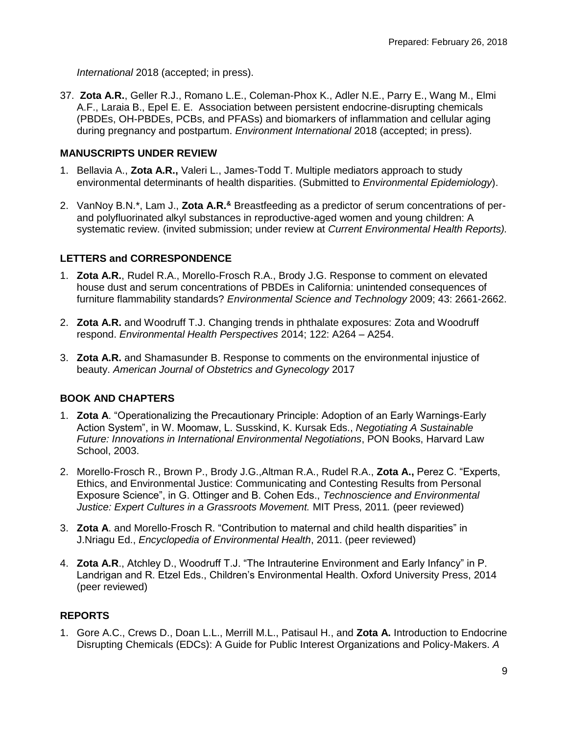*International* 2018 (accepted; in press).

37. **Zota A.R.**, Geller R.J., Romano L.E., Coleman-Phox K., Adler N.E., Parry E., Wang M., Elmi A.F., Laraia B., Epel E. E. Association between persistent endocrine-disrupting chemicals (PBDEs, OH-PBDEs, PCBs, and PFASs) and biomarkers of inflammation and cellular aging during pregnancy and postpartum. *Environment International* 2018 (accepted; in press).

## MANUSCRIPTS UNDER REVIEW

1. Bellavia A., **Zota A.R.,** Valeri L., James-Todd T. Multiple mediators approach to study environmental determinants of health disparities. (Submitted to *Environmental Epidemiology*).
2. VanNoy B.N.*, Lam J., **Zota A.R.**[&] Breastfeeding as a predictor of serum concentrations of per- and polyfluorinated alkyl substances in reproductive-aged women and young children: A systematic review. (invited submission; under review at *Current Environmental Health Reports).*

## LETTERS and CORRESPONDENCE

1. **Zota A.R.**, Rudel R.A., Morello-Frosch R.A., Brody J.G. Response to comment on elevated house dust and serum concentrations of PBDEs in California: unintended consequences of furniture flammability standards? *Environmental Science and Technology* 2009; 43: 2661-2662.
2. **Zota A.R.** and Woodruff T.J. Changing trends in phthalate exposures: Zota and Woodruff respond. *Environmental Health Perspectives* 2014; 122: A264 – A254.
3. **Zota A.R.** and Shamasunder B. Response to comments on the environmental injustice of beauty. *American Journal of Obstetrics and Gynecology* 2017

## BOOK AND CHAPTERS

1. **Zota A**. "Operationalizing the Precautionary Principle: Adoption of an Early Warnings-Early Action System", in W. Moomaw, L. Susskind, K. Kursak Eds., *Negotiating A Sustainable Future: Innovations in International Environmental Negotiations*, PON Books, Harvard Law School, 2003.
2. Morello-Frosch R., Brown P., Brody J.G.,Altman R.A., Rudel R.A., **Zota A.,** Perez C. "Experts, Ethics, and Environmental Justice: Communicating and Contesting Results from Personal Exposure Science", in G. Ottinger and B. Cohen Eds., *Technoscience and Environmental Justice: Expert Cultures in a Grassroots Movement.* MIT Press, 2011*.* (peer reviewed)
3. **Zota A**. and Morello-Frosch R. "Contribution to maternal and child health disparities" in J.Nriagu Ed., *Encyclopedia of Environmental Health*, 2011. (peer reviewed)
4. **Zota A.R**., Atchley D., Woodruff T.J. "The Intrauterine Environment and Early Infancy" in P. Landrigan and R. Etzel Eds., Children's Environmental Health. Oxford University Press, 2014 (peer reviewed)

## REPORTS

1. Gore A.C., Crews D., Doan L.L., Merrill M.L., Patisaul H., and **Zota A.** Introduction to Endocrine Disrupting Chemicals (EDCs): A Guide for Public Interest Organizations and Policy-Makers. *A*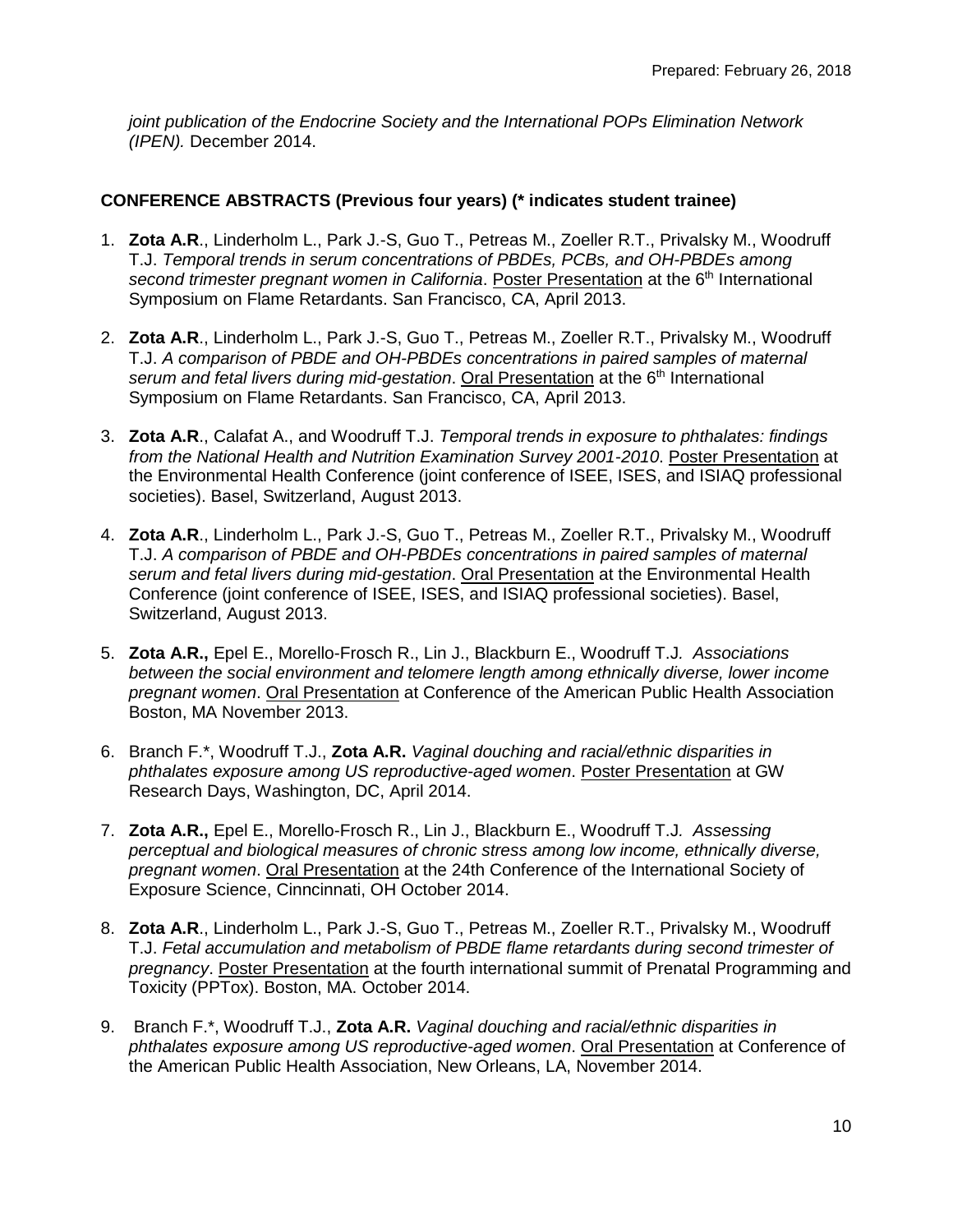*joint publication of the Endocrine Society and the International POPs Elimination Network (IPEN).* December 2014.

**CONFERENCE ABSTRACTS (Previous four years) (* indicates student trainee)**

1. **Zota A.R**., Linderholm L., Park J.-S, Guo T., Petreas M., Zoeller R.T., Privalsky M., Woodruff T.J. *Temporal trends in serum concentrations of PBDEs, PCBs, and OH-PBDEs among second trimester pregnant women in California*. Poster Presentation at the 6th International Symposium on Flame Retardants. San Francisco, CA, April 2013.

2. **Zota A.R**., Linderholm L., Park J.-S, Guo T., Petreas M., Zoeller R.T., Privalsky M., Woodruff T.J. *A comparison of PBDE and OH-PBDEs concentrations in paired samples of maternal serum and fetal livers during mid-gestation*. Oral Presentation at the 6th International Symposium on Flame Retardants. San Francisco, CA, April 2013.

3. **Zota A.R**., Calafat A., and Woodruff T.J. *Temporal trends in exposure to phthalates: findings from the National Health and Nutrition Examination Survey 2001-2010*. Poster Presentation at the Environmental Health Conference (joint conference of ISEE, ISES, and ISIAQ professional societies). Basel, Switzerland, August 2013.

4. **Zota A.R**., Linderholm L., Park J.-S, Guo T., Petreas M., Zoeller R.T., Privalsky M., Woodruff T.J. *A comparison of PBDE and OH-PBDEs concentrations in paired samples of maternal serum and fetal livers during mid-gestation*. Oral Presentation at the Environmental Health Conference (joint conference of ISEE, ISES, and ISIAQ professional societies). Basel, Switzerland, August 2013.

5. **Zota A.R.,** Epel E., Morello-Frosch R., Lin J., Blackburn E., Woodruff T.J. *Associations between the social environment and telomere length among ethnically diverse, lower income pregnant women*. Oral Presentation at Conference of the American Public Health Association Boston, MA November 2013.

6. Branch F.*, Woodruff T.J., **Zota A.R.** *Vaginal douching and racial/ethnic disparities in phthalates exposure among US reproductive-aged women*. Poster Presentation at GW Research Days, Washington, DC, April 2014.

7. **Zota A.R.,** Epel E., Morello-Frosch R., Lin J., Blackburn E., Woodruff T.J. *Assessing perceptual and biological measures of chronic stress among low income, ethnically diverse, pregnant women*. Oral Presentation at the 24th Conference of the International Society of Exposure Science, Cinncinnati, OH October 2014.

8. **Zota A.R**., Linderholm L., Park J.-S, Guo T., Petreas M., Zoeller R.T., Privalsky M., Woodruff T.J. *Fetal accumulation and metabolism of PBDE flame retardants during second trimester of pregnancy*. Poster Presentation at the fourth international summit of Prenatal Programming and Toxicity (PPTox). Boston, MA. October 2014.

9. Branch F.*, Woodruff T.J., **Zota A.R.** *Vaginal douching and racial/ethnic disparities in phthalates exposure among US reproductive-aged women*. Oral Presentation at Conference of the American Public Health Association, New Orleans, LA, November 2014.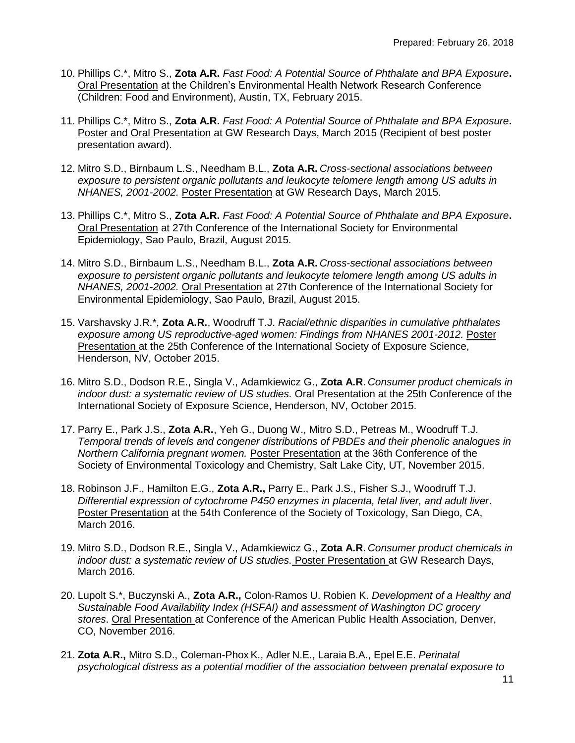10. Phillips C.*, Mitro S., **Zota A.R.** *Fast Food: A Potential Source of Phthalate and BPA Exposure***.** Oral Presentation at the Children's Environmental Health Network Research Conference (Children: Food and Environment), Austin, TX, February 2015.

11. Phillips C.*, Mitro S., **Zota A.R.** *Fast Food: A Potential Source of Phthalate and BPA Exposure***.** Poster and Oral Presentation at GW Research Days, March 2015 (Recipient of best poster presentation award).

12. Mitro S.D., Birnbaum L.S., Needham B.L., **Zota A.R.** *Cross-sectional associations between exposure to persistent organic pollutants and leukocyte telomere length among US adults in NHANES, 2001-2002.* Poster Presentation at GW Research Days, March 2015.

13. Phillips C.*, Mitro S., **Zota A.R.** *Fast Food: A Potential Source of Phthalate and BPA Exposure***.** Oral Presentation at 27th Conference of the International Society for Environmental Epidemiology, Sao Paulo, Brazil, August 2015.

14. Mitro S.D., Birnbaum L.S., Needham B.L., **Zota A.R.** *Cross-sectional associations between exposure to persistent organic pollutants and leukocyte telomere length among US adults in NHANES, 2001-2002.* Oral Presentation at 27th Conference of the International Society for Environmental Epidemiology, Sao Paulo, Brazil, August 2015.

15. Varshavsky J.R.*, **Zota A.R.**, Woodruff T.J. *Racial/ethnic disparities in cumulative phthalates exposure among US reproductive-aged women: Findings from NHANES 2001-2012.* Poster Presentation at the 25th Conference of the International Society of Exposure Science, Henderson, NV, October 2015.

16. Mitro S.D., Dodson R.E., Singla V., Adamkiewicz G., **Zota A.R**. *Consumer product chemicals in indoor dust: a systematic review of US studies.* Oral Presentation at the 25th Conference of the International Society of Exposure Science, Henderson, NV, October 2015.

17. Parry E., Park J.S., **Zota A.R.**, Yeh G., Duong W., Mitro S.D., Petreas M., Woodruff T.J. *Temporal trends of levels and congener distributions of PBDEs and their phenolic analogues in Northern California pregnant women.* Poster Presentation at the 36th Conference of the Society of Environmental Toxicology and Chemistry, Salt Lake City, UT, November 2015.

18. Robinson J.F., Hamilton E.G., **Zota A.R.,** Parry E., Park J.S., Fisher S.J., Woodruff T.J. *Differential expression of cytochrome P450 enzymes in placenta, fetal liver, and adult liver*. Poster Presentation at the 54th Conference of the Society of Toxicology, San Diego, CA, March 2016.

19. Mitro S.D., Dodson R.E., Singla V., Adamkiewicz G., **Zota A.R**. *Consumer product chemicals in indoor dust: a systematic review of US studies.* Poster Presentation at GW Research Days, March 2016.

20. Lupolt S.*, Buczynski A., **Zota A.R.,** Colon-Ramos U. Robien K. *Development of a Healthy and Sustainable Food Availability Index (HSFAI) and assessment of Washington DC grocery stores*. Oral Presentation at Conference of the American Public Health Association, Denver, CO, November 2016.

21. **Zota A.R.,** Mitro S.D., Coleman-Phox K., Adler N.E., Laraia B.A., Epel E.E. *Perinatal psychological distress as a potential modifier of the association between prenatal exposure to*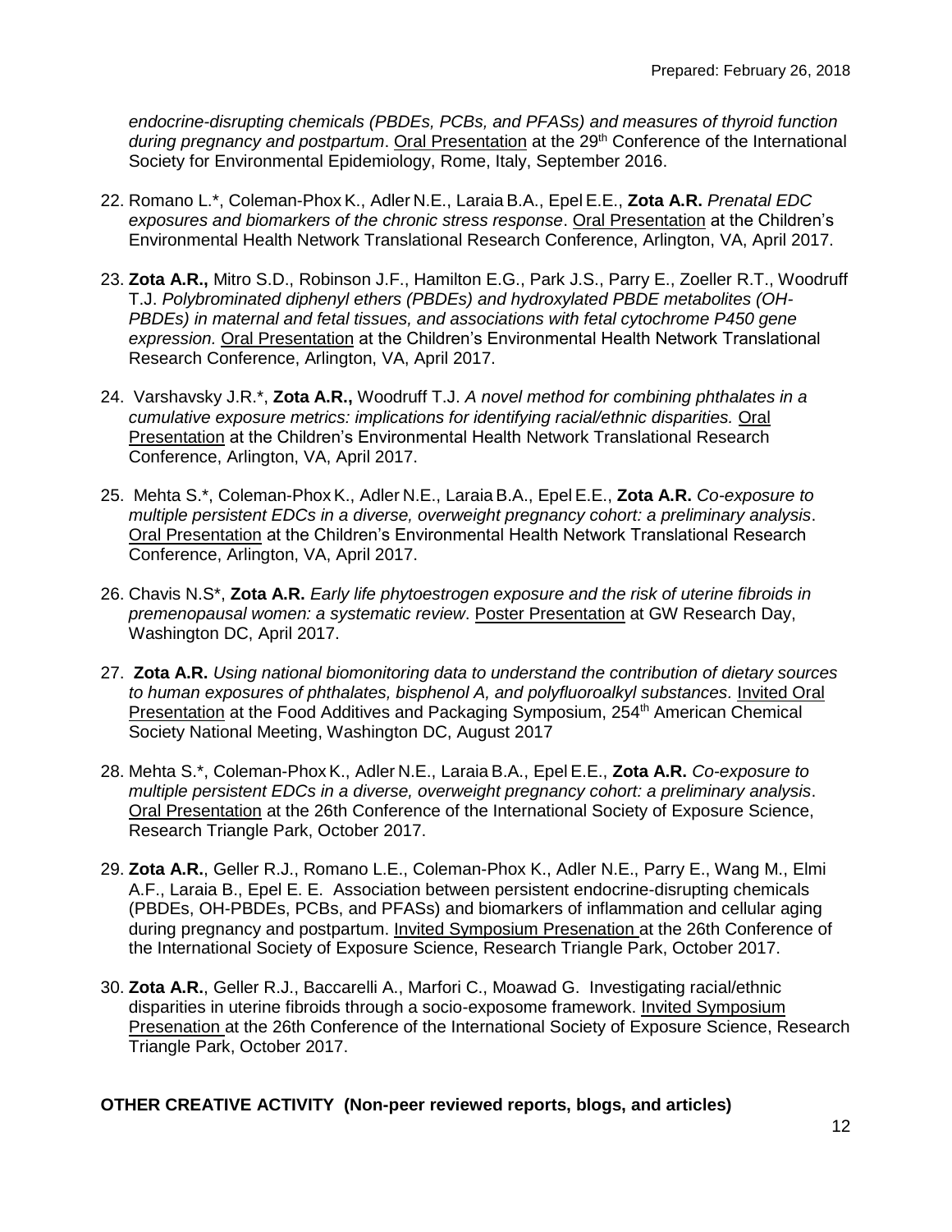*endocrine-disrupting chemicals (PBDEs, PCBs, and PFASs) and measures of thyroid function during pregnancy and postpartum*. Oral Presentation at the 29th Conference of the International Society for Environmental Epidemiology, Rome, Italy, September 2016.

22. Romano L.*, Coleman-Phox K., Adler N.E., Laraia B.A., Epel E.E., **Zota A.R.** *Prenatal EDC exposures and biomarkers of the chronic stress response*. Oral Presentation at the Children's Environmental Health Network Translational Research Conference, Arlington, VA, April 2017.

23. **Zota A.R.,** Mitro S.D., Robinson J.F., Hamilton E.G., Park J.S., Parry E., Zoeller R.T., Woodruff T.J. *Polybrominated diphenyl ethers (PBDEs) and hydroxylated PBDE metabolites (OH-PBDEs) in maternal and fetal tissues, and associations with fetal cytochrome P450 gene expression.* Oral Presentation at the Children's Environmental Health Network Translational Research Conference, Arlington, VA, April 2017.

24. Varshavsky J.R.*, **Zota A.R.,** Woodruff T.J. *A novel method for combining phthalates in a cumulative exposure metrics: implications for identifying racial/ethnic disparities.* Oral Presentation at the Children's Environmental Health Network Translational Research Conference, Arlington, VA, April 2017.

25. Mehta S.*, Coleman-Phox K., Adler N.E., Laraia B.A., Epel E.E., **Zota A.R.** *Co-exposure to multiple persistent EDCs in a diverse, overweight pregnancy cohort: a preliminary analysis*. Oral Presentation at the Children's Environmental Health Network Translational Research Conference, Arlington, VA, April 2017.

26. Chavis N.S*, **Zota A.R.** *Early life phytoestrogen exposure and the risk of uterine fibroids in premenopausal women: a systematic review*. Poster Presentation at GW Research Day, Washington DC, April 2017.

27. **Zota A.R.** *Using national biomonitoring data to understand the contribution of dietary sources to human exposures of phthalates, bisphenol A, and polyfluoroalkyl substances.* Invited Oral Presentation at the Food Additives and Packaging Symposium, 254th American Chemical Society National Meeting, Washington DC, August 2017

28. Mehta S.*, Coleman-Phox K., Adler N.E., Laraia B.A., Epel E.E., **Zota A.R.** *Co-exposure to multiple persistent EDCs in a diverse, overweight pregnancy cohort: a preliminary analysis*. Oral Presentation at the 26th Conference of the International Society of Exposure Science, Research Triangle Park, October 2017.

29. **Zota A.R.**, Geller R.J., Romano L.E., Coleman-Phox K., Adler N.E., Parry E., Wang M., Elmi A.F., Laraia B., Epel E. E. Association between persistent endocrine-disrupting chemicals (PBDEs, OH-PBDEs, PCBs, and PFASs) and biomarkers of inflammation and cellular aging during pregnancy and postpartum. Invited Symposium Presenation at the 26th Conference of the International Society of Exposure Science, Research Triangle Park, October 2017.

30. **Zota A.R.**, Geller R.J., Baccarelli A., Marfori C., Moawad G. Investigating racial/ethnic disparities in uterine fibroids through a socio-exposome framework. Invited Symposium Presenation at the 26th Conference of the International Society of Exposure Science, Research Triangle Park, October 2017.

**OTHER CREATIVE ACTIVITY (Non-peer reviewed reports, blogs, and articles)**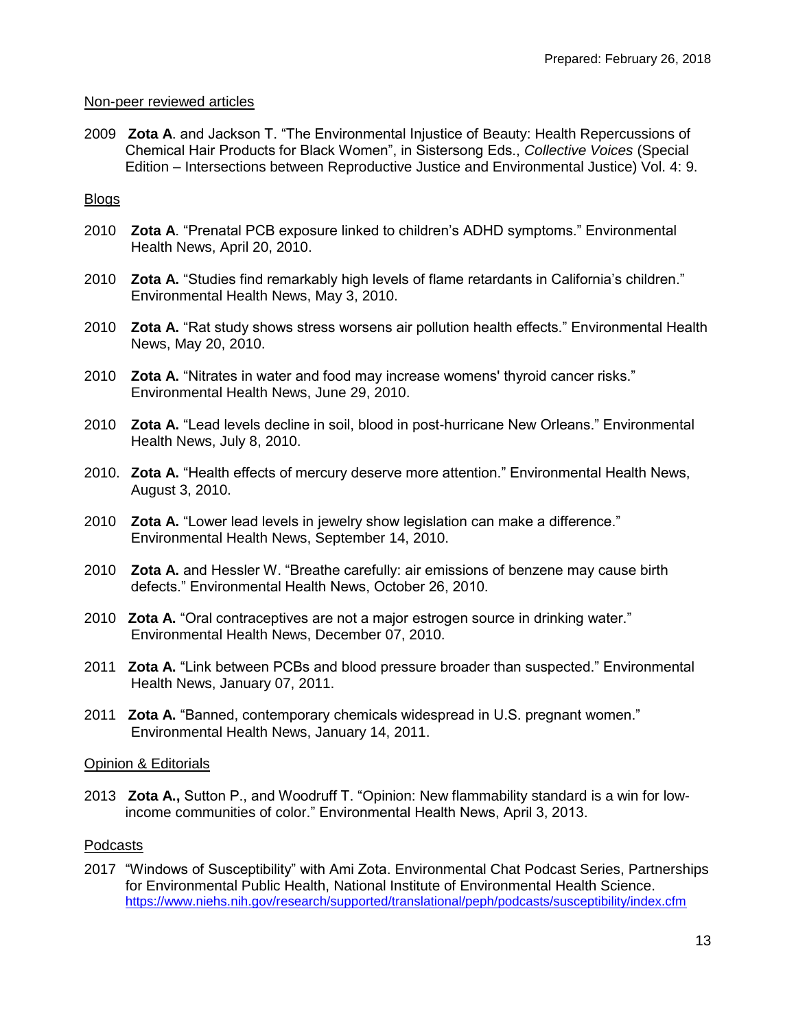Prepared: February 26, 2018

Non-peer reviewed articles

2009 **Zota A**. and Jackson T. "The Environmental Injustice of Beauty: Health Repercussions of Chemical Hair Products for Black Women", in Sistersong Eds., *Collective Voices* (Special Edition – Intersections between Reproductive Justice and Environmental Justice) Vol. 4: 9.

Blogs

2010 **Zota A**. "Prenatal PCB exposure linked to children's ADHD symptoms." Environmental Health News, April 20, 2010.

2010 **Zota A.** "Studies find remarkably high levels of flame retardants in California's children." Environmental Health News, May 3, 2010.

2010 **Zota A.** "Rat study shows stress worsens air pollution health effects." Environmental Health News, May 20, 2010.

2010 **Zota A.** "Nitrates in water and food may increase womens' thyroid cancer risks." Environmental Health News, June 29, 2010.

2010 **Zota A.** "Lead levels decline in soil, blood in post-hurricane New Orleans." Environmental Health News, July 8, 2010.

2010. **Zota A.** "Health effects of mercury deserve more attention." Environmental Health News, August 3, 2010.

2010 **Zota A.** "Lower lead levels in jewelry show legislation can make a difference." Environmental Health News, September 14, 2010.

2010 **Zota A.** and Hessler W. "Breathe carefully: air emissions of benzene may cause birth defects." Environmental Health News, October 26, 2010.

2010 **Zota A.** "Oral contraceptives are not a major estrogen source in drinking water." Environmental Health News, December 07, 2010.

2011 **Zota A.** "Link between PCBs and blood pressure broader than suspected." Environmental Health News, January 07, 2011.

2011 **Zota A.** "Banned, contemporary chemicals widespread in U.S. pregnant women." Environmental Health News, January 14, 2011.

Opinion & Editorials

2013 **Zota A.,** Sutton P., and Woodruff T. "Opinion: New flammability standard is a win for low-income communities of color." Environmental Health News, April 3, 2013.

Podcasts

2017 "Windows of Susceptibility" with Ami Zota. Environmental Chat Podcast Series, Partnerships for Environmental Public Health, National Institute of Environmental Health Science. https://www.niehs.nih.gov/research/supported/translational/peph/podcasts/susceptibility/index.cfm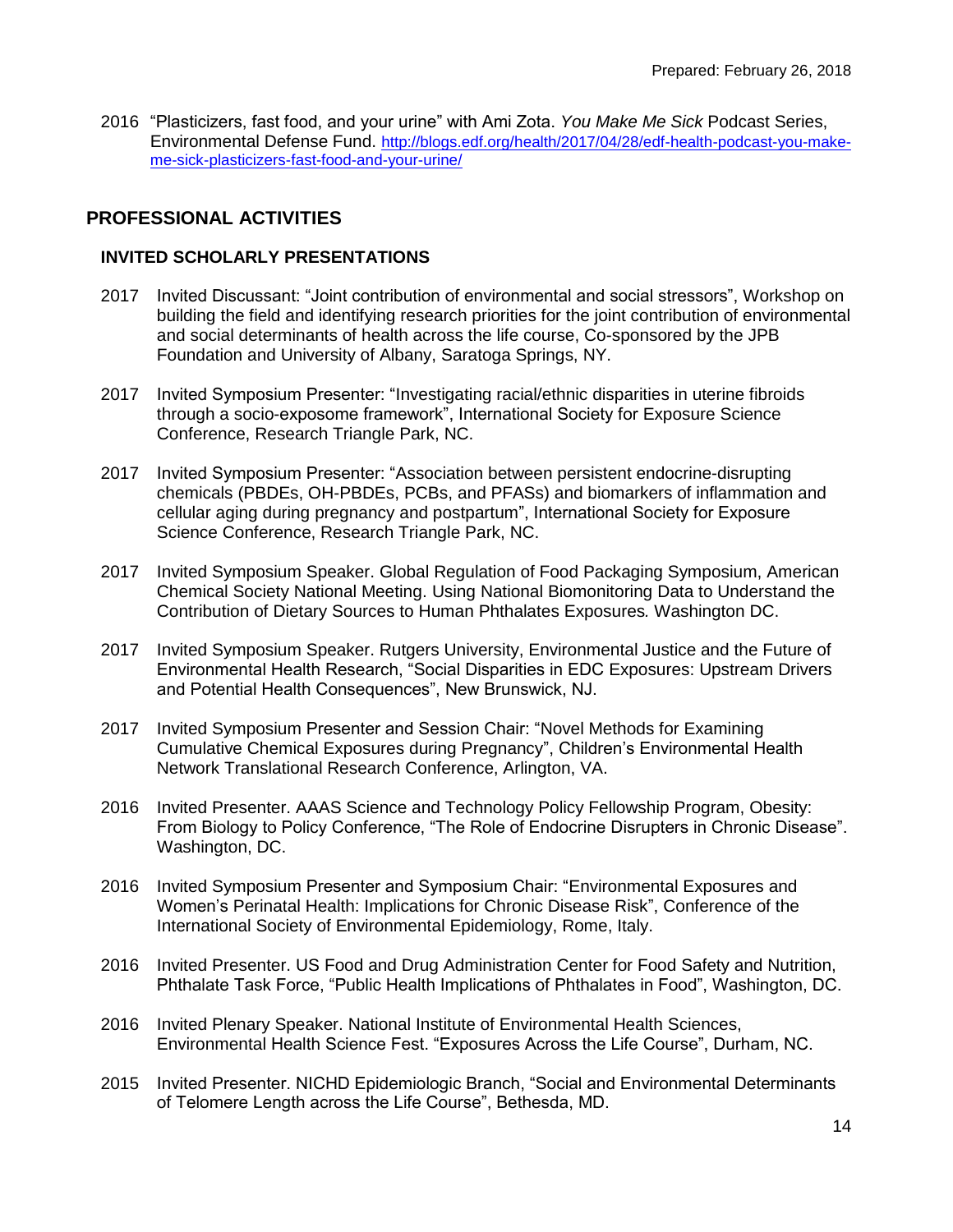2016 “Plasticizers, fast food, and your urine” with Ami Zota. *You Make Me Sick* Podcast Series, Environmental Defense Fund. http://blogs.edf.org/health/2017/04/28/edf-health-podcast-you-make-me-sick-plasticizers-fast-food-and-your-urine/

## PROFESSIONAL ACTIVITIES

### INVITED SCHOLARLY PRESENTATIONS

2017 Invited Discussant: “Joint contribution of environmental and social stressors”, Workshop on building the field and identifying research priorities for the joint contribution of environmental and social determinants of health across the life course, Co-sponsored by the JPB Foundation and University of Albany, Saratoga Springs, NY.

2017 Invited Symposium Presenter: “Investigating racial/ethnic disparities in uterine fibroids through a socio-exposome framework”, International Society for Exposure Science Conference, Research Triangle Park, NC.

2017 Invited Symposium Presenter: “Association between persistent endocrine-disrupting chemicals (PBDEs, OH-PBDEs, PCBs, and PFASs) and biomarkers of inflammation and cellular aging during pregnancy and postpartum”, International Society for Exposure Science Conference, Research Triangle Park, NC.

2017 Invited Symposium Speaker. Global Regulation of Food Packaging Symposium, American Chemical Society National Meeting. Using National Biomonitoring Data to Understand the Contribution of Dietary Sources to Human Phthalates Exposures*.* Washington DC.

2017 Invited Symposium Speaker. Rutgers University, Environmental Justice and the Future of Environmental Health Research, “Social Disparities in EDC Exposures: Upstream Drivers and Potential Health Consequences”, New Brunswick, NJ.

2017 Invited Symposium Presenter and Session Chair: “Novel Methods for Examining Cumulative Chemical Exposures during Pregnancy”, Children’s Environmental Health Network Translational Research Conference, Arlington, VA.

2016 Invited Presenter. AAAS Science and Technology Policy Fellowship Program, Obesity: From Biology to Policy Conference, “The Role of Endocrine Disrupters in Chronic Disease”. Washington, DC.

2016 Invited Symposium Presenter and Symposium Chair: “Environmental Exposures and Women’s Perinatal Health: Implications for Chronic Disease Risk”, Conference of the International Society of Environmental Epidemiology, Rome, Italy.

2016 Invited Presenter. US Food and Drug Administration Center for Food Safety and Nutrition, Phthalate Task Force, “Public Health Implications of Phthalates in Food”, Washington, DC.

2016 Invited Plenary Speaker. National Institute of Environmental Health Sciences, Environmental Health Science Fest. “Exposures Across the Life Course”, Durham, NC.

2015 Invited Presenter. NICHD Epidemiologic Branch, “Social and Environmental Determinants of Telomere Length across the Life Course”, Bethesda, MD.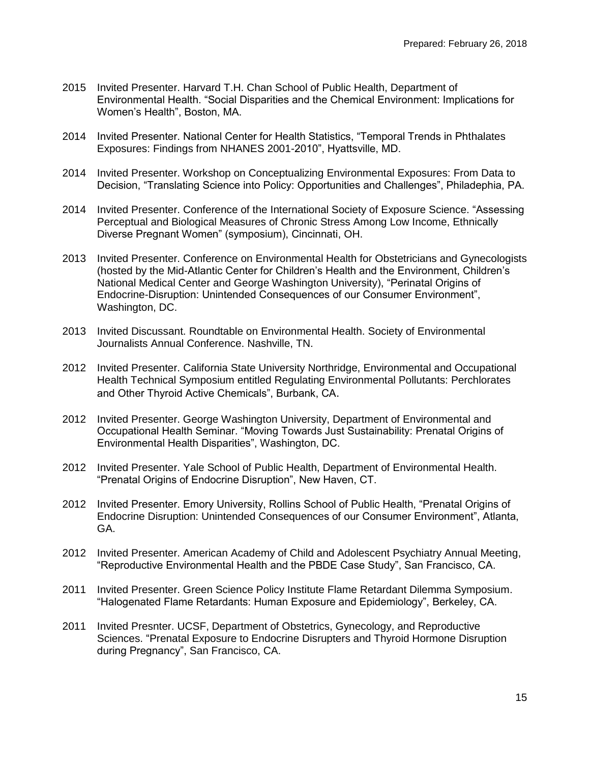2015 Invited Presenter. Harvard T.H. Chan School of Public Health, Department of Environmental Health. "Social Disparities and the Chemical Environment: Implications for Women's Health", Boston, MA.

2014 Invited Presenter. National Center for Health Statistics, "Temporal Trends in Phthalates Exposures: Findings from NHANES 2001-2010", Hyattsville, MD.

2014 Invited Presenter. Workshop on Conceptualizing Environmental Exposures: From Data to Decision, "Translating Science into Policy: Opportunities and Challenges", Philadephia, PA.

2014 Invited Presenter. Conference of the International Society of Exposure Science. "Assessing Perceptual and Biological Measures of Chronic Stress Among Low Income, Ethnically Diverse Pregnant Women" (symposium), Cincinnati, OH.

2013 Invited Presenter. Conference on Environmental Health for Obstetricians and Gynecologists (hosted by the Mid-Atlantic Center for Children's Health and the Environment, Children's National Medical Center and George Washington University), "Perinatal Origins of Endocrine-Disruption: Unintended Consequences of our Consumer Environment", Washington, DC.

2013 Invited Discussant. Roundtable on Environmental Health. Society of Environmental Journalists Annual Conference. Nashville, TN.

2012 Invited Presenter. California State University Northridge, Environmental and Occupational Health Technical Symposium entitled Regulating Environmental Pollutants: Perchlorates and Other Thyroid Active Chemicals", Burbank, CA.

2012 Invited Presenter. George Washington University, Department of Environmental and Occupational Health Seminar. "Moving Towards Just Sustainability: Prenatal Origins of Environmental Health Disparities", Washington, DC.

2012 Invited Presenter. Yale School of Public Health, Department of Environmental Health. "Prenatal Origins of Endocrine Disruption", New Haven, CT.

2012 Invited Presenter. Emory University, Rollins School of Public Health, "Prenatal Origins of Endocrine Disruption: Unintended Consequences of our Consumer Environment", Atlanta, GA.

2012 Invited Presenter. American Academy of Child and Adolescent Psychiatry Annual Meeting, "Reproductive Environmental Health and the PBDE Case Study", San Francisco, CA.

2011 Invited Presenter. Green Science Policy Institute Flame Retardant Dilemma Symposium. "Halogenated Flame Retardants: Human Exposure and Epidemiology", Berkeley, CA.

2011 Invited Presnter. UCSF, Department of Obstetrics, Gynecology, and Reproductive Sciences. "Prenatal Exposure to Endocrine Disrupters and Thyroid Hormone Disruption during Pregnancy", San Francisco, CA.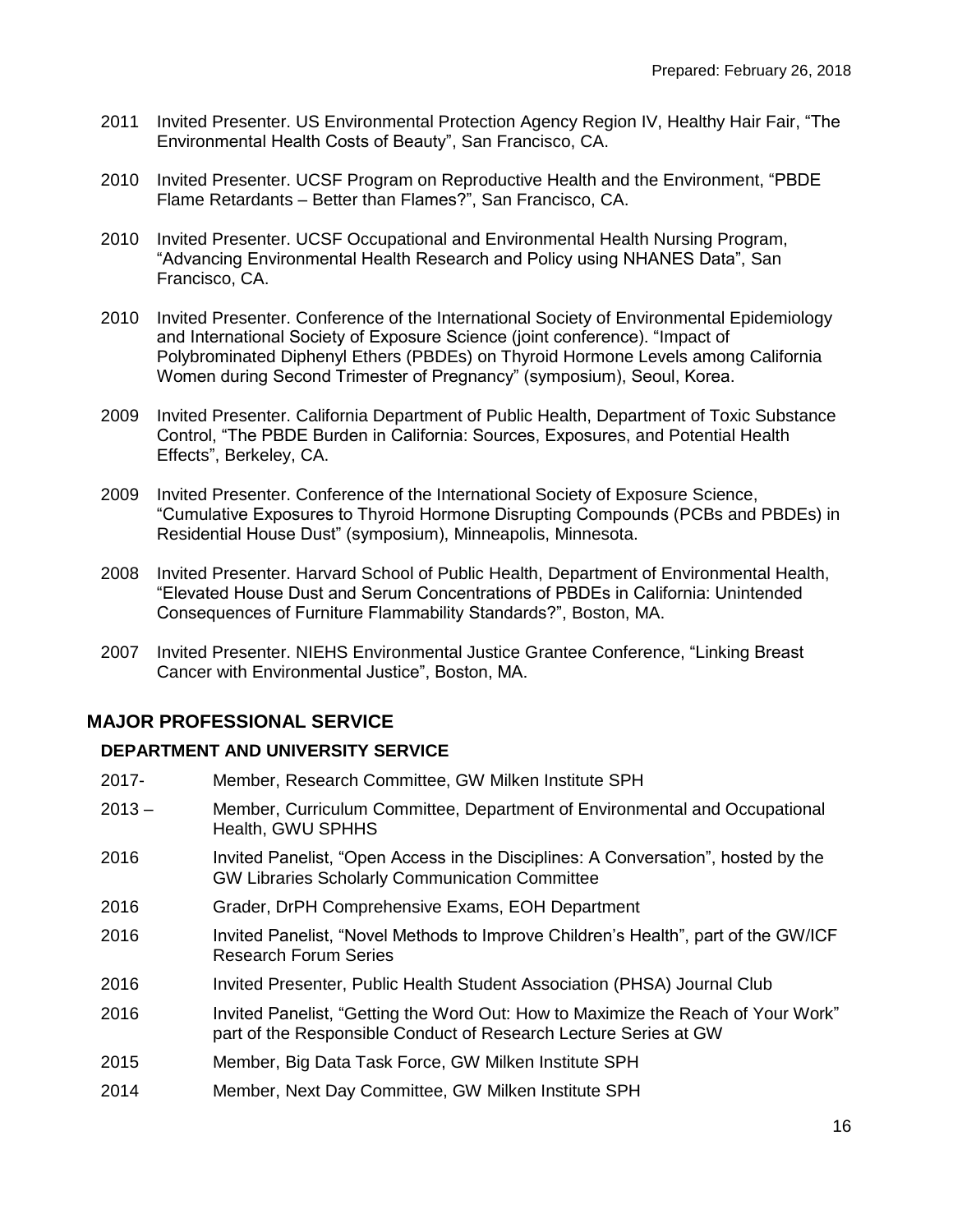2011 Invited Presenter. US Environmental Protection Agency Region IV, Healthy Hair Fair, "The Environmental Health Costs of Beauty", San Francisco, CA.

2010 Invited Presenter. UCSF Program on Reproductive Health and the Environment, "PBDE Flame Retardants – Better than Flames?", San Francisco, CA.

2010 Invited Presenter. UCSF Occupational and Environmental Health Nursing Program, "Advancing Environmental Health Research and Policy using NHANES Data", San Francisco, CA.

2010 Invited Presenter. Conference of the International Society of Environmental Epidemiology and International Society of Exposure Science (joint conference). "Impact of Polybrominated Diphenyl Ethers (PBDEs) on Thyroid Hormone Levels among California Women during Second Trimester of Pregnancy" (symposium), Seoul, Korea.

2009 Invited Presenter. California Department of Public Health, Department of Toxic Substance Control, "The PBDE Burden in California: Sources, Exposures, and Potential Health Effects", Berkeley, CA.

2009 Invited Presenter. Conference of the International Society of Exposure Science, "Cumulative Exposures to Thyroid Hormone Disrupting Compounds (PCBs and PBDEs) in Residential House Dust" (symposium), Minneapolis, Minnesota.

2008 Invited Presenter. Harvard School of Public Health, Department of Environmental Health, "Elevated House Dust and Serum Concentrations of PBDEs in California: Unintended Consequences of Furniture Flammability Standards?", Boston, MA.

2007 Invited Presenter. NIEHS Environmental Justice Grantee Conference, "Linking Breast Cancer with Environmental Justice", Boston, MA.

## MAJOR PROFESSIONAL SERVICE

### DEPARTMENT AND UNIVERSITY SERVICE

2017- Member, Research Committee, GW Milken Institute SPH

2013 – Member, Curriculum Committee, Department of Environmental and Occupational Health, GWU SPHHS

2016 Invited Panelist, "Open Access in the Disciplines: A Conversation", hosted by the GW Libraries Scholarly Communication Committee

2016 Grader, DrPH Comprehensive Exams, EOH Department

2016 Invited Panelist, "Novel Methods to Improve Children's Health", part of the GW/ICF Research Forum Series

2016 Invited Presenter, Public Health Student Association (PHSA) Journal Club

2016 Invited Panelist, "Getting the Word Out: How to Maximize the Reach of Your Work" part of the Responsible Conduct of Research Lecture Series at GW

2015 Member, Big Data Task Force, GW Milken Institute SPH

2014 Member, Next Day Committee, GW Milken Institute SPH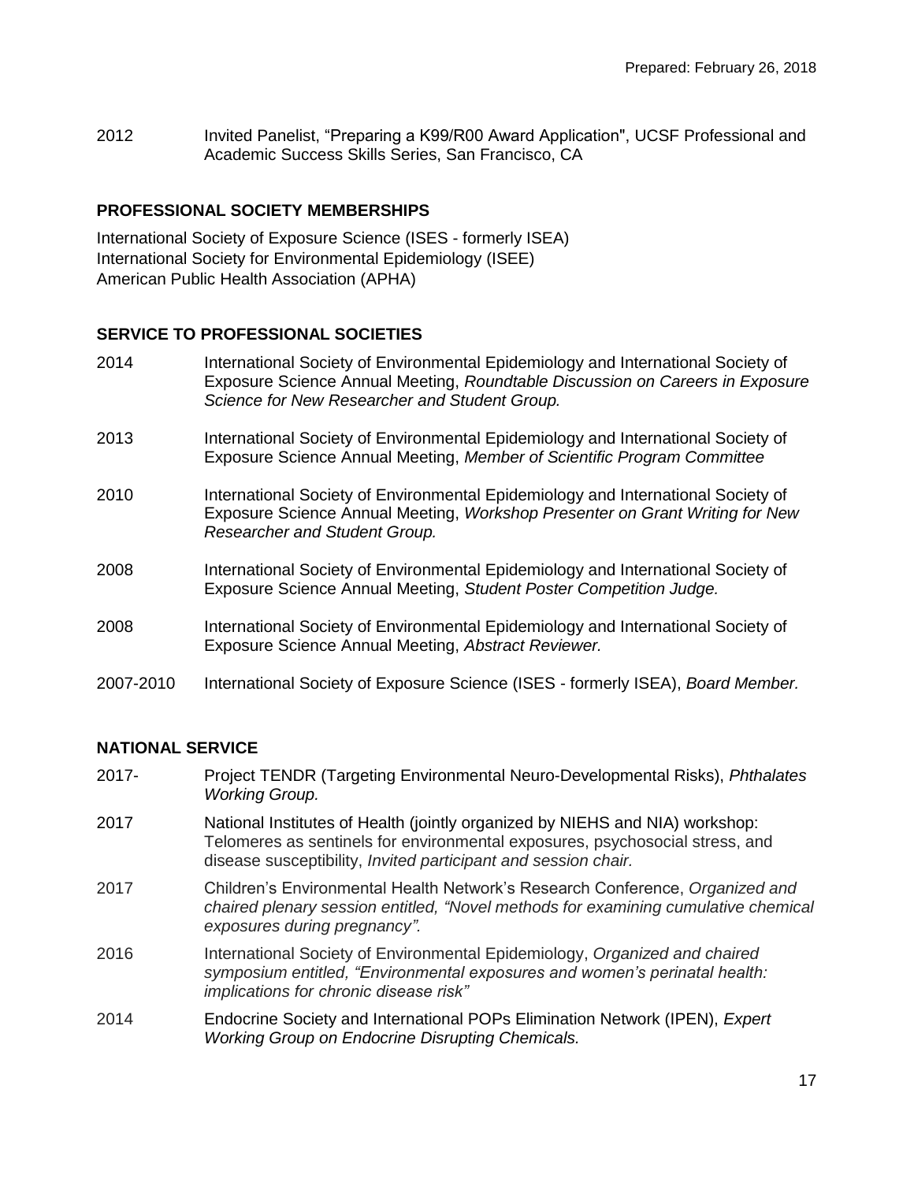2012 Invited Panelist, "Preparing a K99/R00 Award Application", UCSF Professional and Academic Success Skills Series, San Francisco, CA

## PROFESSIONAL SOCIETY MEMBERSHIPS

International Society of Exposure Science (ISES - formerly ISEA)
International Society for Environmental Epidemiology (ISEE)
American Public Health Association (APHA)

## SERVICE TO PROFESSIONAL SOCIETIES

2014 International Society of Environmental Epidemiology and International Society of Exposure Science Annual Meeting, *Roundtable Discussion on Careers in Exposure Science for New Researcher and Student Group.*

2013 International Society of Environmental Epidemiology and International Society of Exposure Science Annual Meeting, *Member of Scientific Program Committee*

2010 International Society of Environmental Epidemiology and International Society of Exposure Science Annual Meeting, *Workshop Presenter on Grant Writing for New Researcher and Student Group.*

2008 International Society of Environmental Epidemiology and International Society of Exposure Science Annual Meeting, *Student Poster Competition Judge.*

2008 International Society of Environmental Epidemiology and International Society of Exposure Science Annual Meeting, *Abstract Reviewer.*

2007-2010 International Society of Exposure Science (ISES - formerly ISEA), *Board Member.*

## NATIONAL SERVICE

2017- Project TENDR (Targeting Environmental Neuro-Developmental Risks), *Phthalates Working Group.*

2017 National Institutes of Health (jointly organized by NIEHS and NIA) workshop: Telomeres as sentinels for environmental exposures, psychosocial stress, and disease susceptibility, *Invited participant and session chair.*

2017 Children's Environmental Health Network's Research Conference, *Organized and chaired plenary session entitled, "Novel methods for examining cumulative chemical exposures during pregnancy".*

2016 International Society of Environmental Epidemiology, *Organized and chaired symposium entitled, "Environmental exposures and women's perinatal health: implications for chronic disease risk"*

2014 Endocrine Society and International POPs Elimination Network (IPEN), *Expert Working Group on Endocrine Disrupting Chemicals.*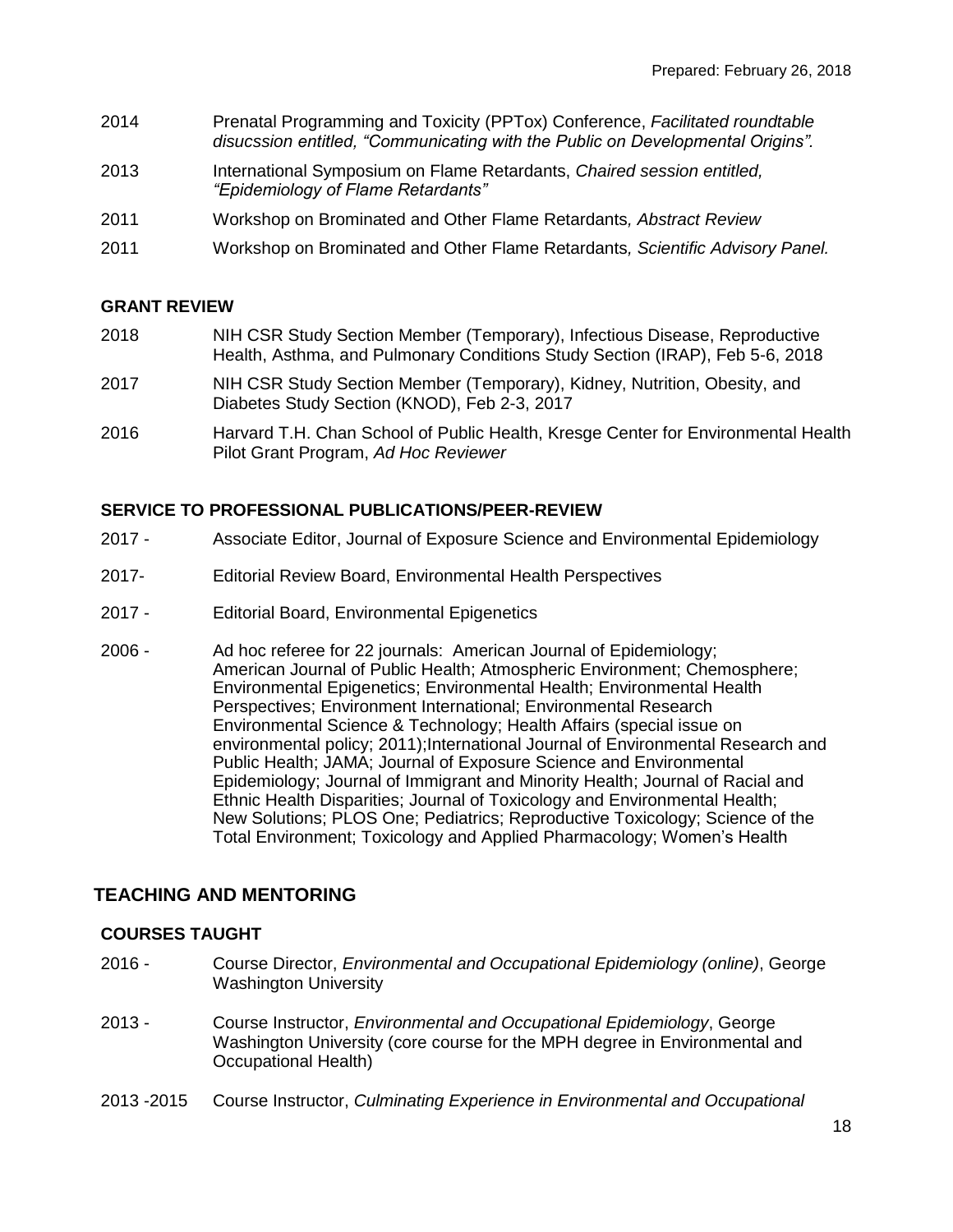2014 Prenatal Programming and Toxicity (PPTox) Conference, *Facilitated roundtable disucssion entitled, "Communicating with the Public on Developmental Origins".*

2013 International Symposium on Flame Retardants, *Chaired session entitled, "Epidemiology of Flame Retardants"*

2011 Workshop on Brominated and Other Flame Retardants*, Abstract Review*

2011 Workshop on Brominated and Other Flame Retardants*, Scientific Advisory Panel.*

### GRANT REVIEW

2018 NIH CSR Study Section Member (Temporary), Infectious Disease, Reproductive Health, Asthma, and Pulmonary Conditions Study Section (IRAP), Feb 5-6, 2018

2017 NIH CSR Study Section Member (Temporary), Kidney, Nutrition, Obesity, and Diabetes Study Section (KNOD), Feb 2-3, 2017

2016 Harvard T.H. Chan School of Public Health, Kresge Center for Environmental Health Pilot Grant Program, *Ad Hoc Reviewer*

### SERVICE TO PROFESSIONAL PUBLICATIONS/PEER-REVIEW

2017 - Associate Editor, Journal of Exposure Science and Environmental Epidemiology

2017- Editorial Review Board, Environmental Health Perspectives

2017 - Editorial Board, Environmental Epigenetics

2006 - Ad hoc referee for 22 journals: American Journal of Epidemiology; American Journal of Public Health; Atmospheric Environment; Chemosphere; Environmental Epigenetics; Environmental Health; Environmental Health Perspectives; Environment International; Environmental Research Environmental Science & Technology; Health Affairs (special issue on environmental policy; 2011);International Journal of Environmental Research and Public Health; JAMA; Journal of Exposure Science and Environmental Epidemiology; Journal of Immigrant and Minority Health; Journal of Racial and Ethnic Health Disparities; Journal of Toxicology and Environmental Health; New Solutions; PLOS One; Pediatrics; Reproductive Toxicology; Science of the Total Environment; Toxicology and Applied Pharmacology; Women's Health

## TEACHING AND MENTORING

### COURSES TAUGHT

2016 - Course Director, *Environmental and Occupational Epidemiology (online)*, George Washington University

2013 - Course Instructor, *Environmental and Occupational Epidemiology*, George Washington University (core course for the MPH degree in Environmental and Occupational Health)

2013 -2015 Course Instructor, *Culminating Experience in Environmental and Occupational*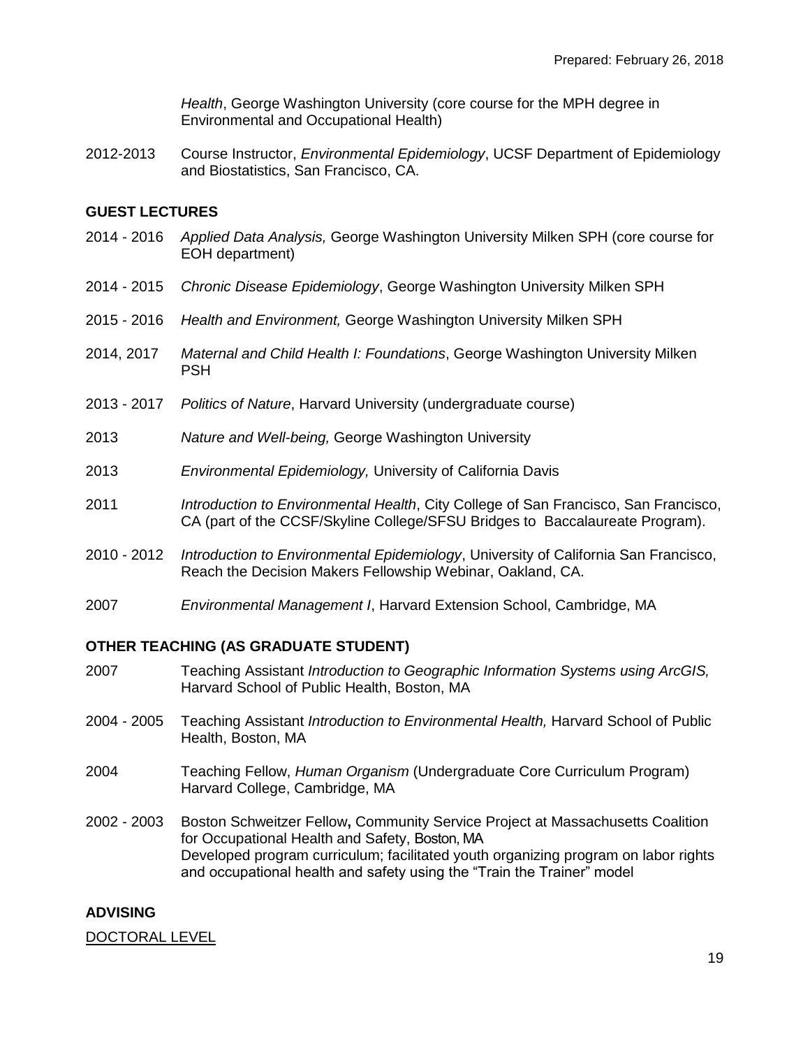*Health*, George Washington University (core course for the MPH degree in Environmental and Occupational Health)

2012-2013 Course Instructor, *Environmental Epidemiology*, UCSF Department of Epidemiology and Biostatistics, San Francisco, CA.

## GUEST LECTURES

2014 - 2016 *Applied Data Analysis,* George Washington University Milken SPH (core course for EOH department)

2014 - 2015 *Chronic Disease Epidemiology*, George Washington University Milken SPH

2015 - 2016 *Health and Environment,* George Washington University Milken SPH

2014, 2017 *Maternal and Child Health I: Foundations*, George Washington University Milken PSH

2013 - 2017 *Politics of Nature*, Harvard University (undergraduate course)

2013 *Nature and Well-being,* George Washington University

2013 *Environmental Epidemiology,* University of California Davis

2011 *Introduction to Environmental Health*, City College of San Francisco, San Francisco, CA (part of the CCSF/Skyline College/SFSU Bridges to Baccalaureate Program).

2010 - 2012 *Introduction to Environmental Epidemiology*, University of California San Francisco, Reach the Decision Makers Fellowship Webinar, Oakland, CA.

2007 *Environmental Management I*, Harvard Extension School, Cambridge, MA

## OTHER TEACHING (AS GRADUATE STUDENT)

2007 Teaching Assistant *Introduction to Geographic Information Systems using ArcGIS,* Harvard School of Public Health, Boston, MA

2004 - 2005 Teaching Assistant *Introduction to Environmental Health,* Harvard School of Public Health, Boston, MA

2004 Teaching Fellow, *Human Organism* (Undergraduate Core Curriculum Program) Harvard College, Cambridge, MA

2002 - 2003 Boston Schweitzer Fellow**,** Community Service Project at Massachusetts Coalition for Occupational Health and Safety, Boston, MA
Developed program curriculum; facilitated youth organizing program on labor rights and occupational health and safety using the "Train the Trainer" model

## ADVISING

DOCTORAL LEVEL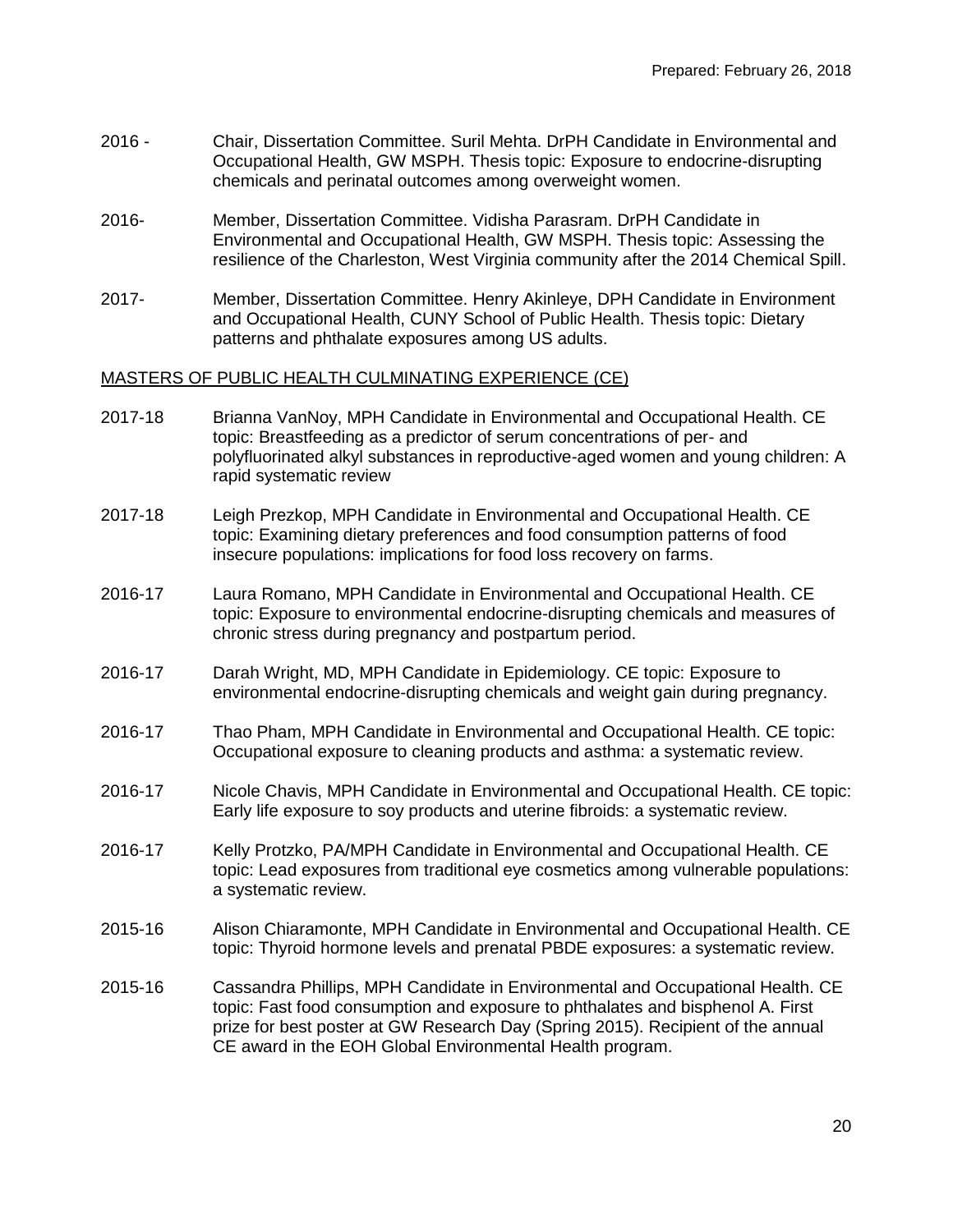2016 - Chair, Dissertation Committee. Suril Mehta. DrPH Candidate in Environmental and Occupational Health, GW MSPH. Thesis topic: Exposure to endocrine-disrupting chemicals and perinatal outcomes among overweight women.

2016- Member, Dissertation Committee. Vidisha Parasram. DrPH Candidate in Environmental and Occupational Health, GW MSPH. Thesis topic: Assessing the resilience of the Charleston, West Virginia community after the 2014 Chemical Spill.

2017- Member, Dissertation Committee. Henry Akinleye, DPH Candidate in Environment and Occupational Health, CUNY School of Public Health. Thesis topic: Dietary patterns and phthalate exposures among US adults.

MASTERS OF PUBLIC HEALTH CULMINATING EXPERIENCE (CE)

2017-18 Brianna VanNoy, MPH Candidate in Environmental and Occupational Health. CE topic: Breastfeeding as a predictor of serum concentrations of per- and polyfluorinated alkyl substances in reproductive-aged women and young children: A rapid systematic review

2017-18 Leigh Prezkop, MPH Candidate in Environmental and Occupational Health. CE topic: Examining dietary preferences and food consumption patterns of food insecure populations: implications for food loss recovery on farms.

2016-17 Laura Romano, MPH Candidate in Environmental and Occupational Health. CE topic: Exposure to environmental endocrine-disrupting chemicals and measures of chronic stress during pregnancy and postpartum period.

2016-17 Darah Wright, MD, MPH Candidate in Epidemiology. CE topic: Exposure to environmental endocrine-disrupting chemicals and weight gain during pregnancy.

2016-17 Thao Pham, MPH Candidate in Environmental and Occupational Health. CE topic: Occupational exposure to cleaning products and asthma: a systematic review.

2016-17 Nicole Chavis, MPH Candidate in Environmental and Occupational Health. CE topic: Early life exposure to soy products and uterine fibroids: a systematic review.

2016-17 Kelly Protzko, PA/MPH Candidate in Environmental and Occupational Health. CE topic: Lead exposures from traditional eye cosmetics among vulnerable populations: a systematic review.

2015-16 Alison Chiaramonte, MPH Candidate in Environmental and Occupational Health. CE topic: Thyroid hormone levels and prenatal PBDE exposures: a systematic review.

2015-16 Cassandra Phillips, MPH Candidate in Environmental and Occupational Health. CE topic: Fast food consumption and exposure to phthalates and bisphenol A. First prize for best poster at GW Research Day (Spring 2015). Recipient of the annual CE award in the EOH Global Environmental Health program.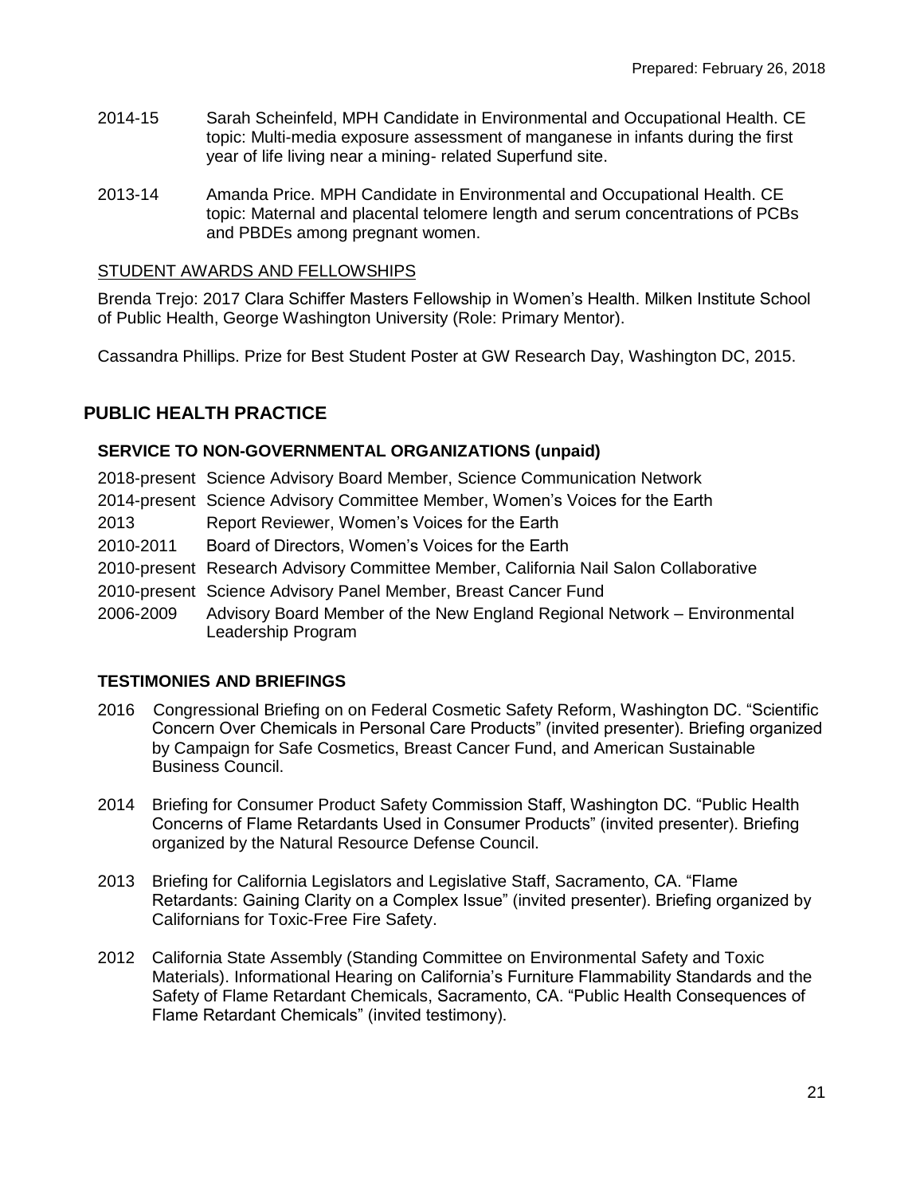2014-15 Sarah Scheinfeld, MPH Candidate in Environmental and Occupational Health. CE topic: Multi-media exposure assessment of manganese in infants during the first year of life living near a mining- related Superfund site.

2013-14 Amanda Price. MPH Candidate in Environmental and Occupational Health. CE topic: Maternal and placental telomere length and serum concentrations of PCBs and PBDEs among pregnant women.

STUDENT AWARDS AND FELLOWSHIPS

Brenda Trejo: 2017 Clara Schiffer Masters Fellowship in Women's Health. Milken Institute School of Public Health, George Washington University (Role: Primary Mentor).

Cassandra Phillips. Prize for Best Student Poster at GW Research Day, Washington DC, 2015.

## PUBLIC HEALTH PRACTICE

### SERVICE TO NON-GOVERNMENTAL ORGANIZATIONS (unpaid)

2018-present Science Advisory Board Member, Science Communication Network

2014-present Science Advisory Committee Member, Women's Voices for the Earth

2013 Report Reviewer, Women's Voices for the Earth

2010-2011 Board of Directors, Women's Voices for the Earth

2010-present Research Advisory Committee Member, California Nail Salon Collaborative

2010-present Science Advisory Panel Member, Breast Cancer Fund

2006-2009 Advisory Board Member of the New England Regional Network – Environmental Leadership Program

### TESTIMONIES AND BRIEFINGS

2016 Congressional Briefing on on Federal Cosmetic Safety Reform, Washington DC. "Scientific Concern Over Chemicals in Personal Care Products" (invited presenter). Briefing organized by Campaign for Safe Cosmetics, Breast Cancer Fund, and American Sustainable Business Council.

2014 Briefing for Consumer Product Safety Commission Staff, Washington DC. "Public Health Concerns of Flame Retardants Used in Consumer Products" (invited presenter). Briefing organized by the Natural Resource Defense Council.

2013 Briefing for California Legislators and Legislative Staff, Sacramento, CA. "Flame Retardants: Gaining Clarity on a Complex Issue" (invited presenter). Briefing organized by Californians for Toxic-Free Fire Safety.

2012 California State Assembly (Standing Committee on Environmental Safety and Toxic Materials). Informational Hearing on California's Furniture Flammability Standards and the Safety of Flame Retardant Chemicals, Sacramento, CA. "Public Health Consequences of Flame Retardant Chemicals" (invited testimony).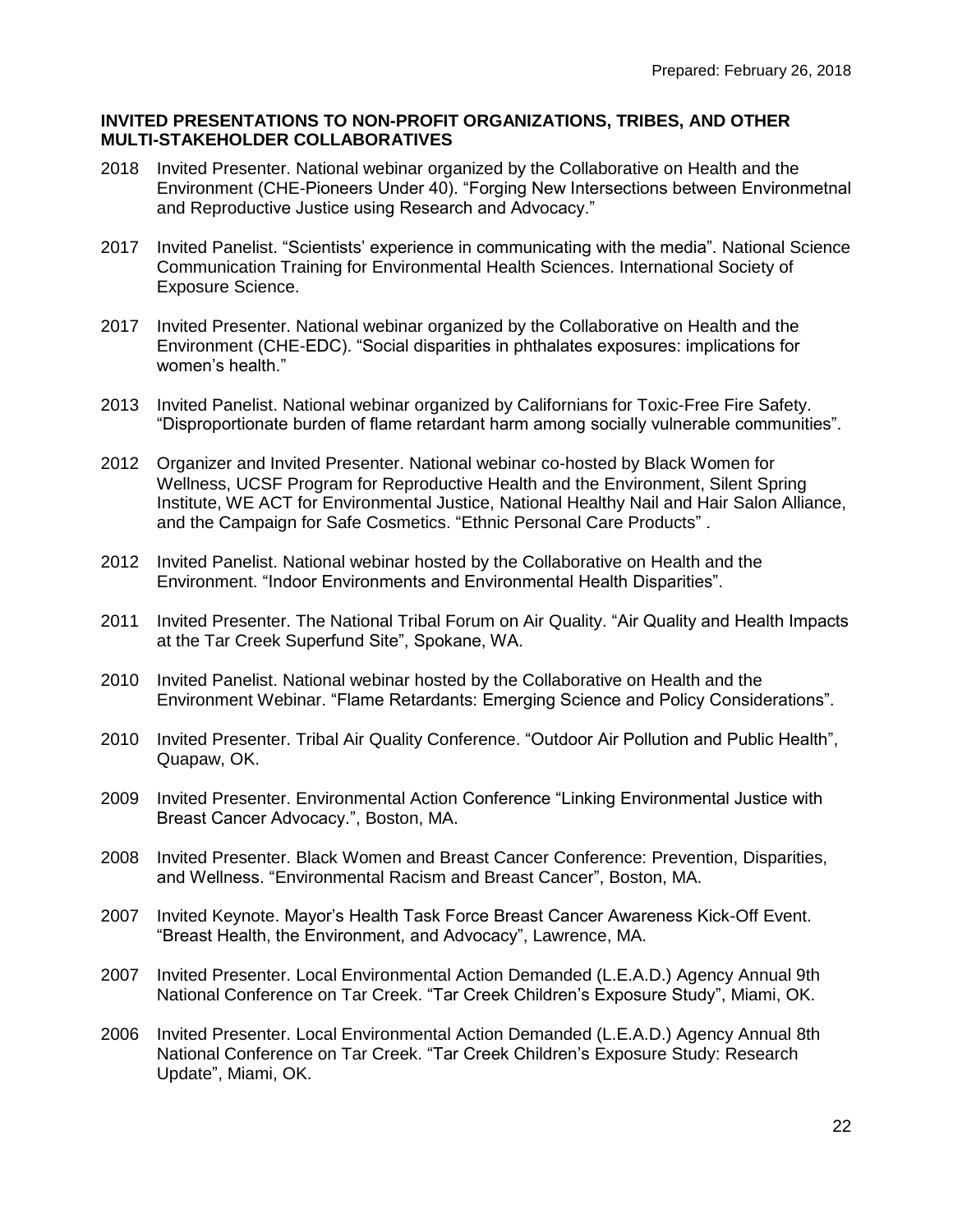Prepared: February 26, 2018

**INVITED PRESENTATIONS TO NON-PROFIT ORGANIZATIONS, TRIBES, AND OTHER MULTI-STAKEHOLDER COLLABORATIVES**

2018 Invited Presenter. National webinar organized by the Collaborative on Health and the Environment (CHE-Pioneers Under 40). "Forging New Intersections between Environmetnal and Reproductive Justice using Research and Advocacy."

2017 Invited Panelist. "Scientists' experience in communicating with the media". National Science Communication Training for Environmental Health Sciences. International Society of Exposure Science.

2017 Invited Presenter. National webinar organized by the Collaborative on Health and the Environment (CHE-EDC). "Social disparities in phthalates exposures: implications for women's health."

2013 Invited Panelist. National webinar organized by Californians for Toxic-Free Fire Safety. "Disproportionate burden of flame retardant harm among socially vulnerable communities".

2012 Organizer and Invited Presenter. National webinar co-hosted by Black Women for Wellness, UCSF Program for Reproductive Health and the Environment, Silent Spring Institute, WE ACT for Environmental Justice, National Healthy Nail and Hair Salon Alliance, and the Campaign for Safe Cosmetics. "Ethnic Personal Care Products" .

2012 Invited Panelist. National webinar hosted by the Collaborative on Health and the Environment. "Indoor Environments and Environmental Health Disparities".

2011 Invited Presenter. The National Tribal Forum on Air Quality. "Air Quality and Health Impacts at the Tar Creek Superfund Site", Spokane, WA.

2010 Invited Panelist. National webinar hosted by the Collaborative on Health and the Environment Webinar. "Flame Retardants: Emerging Science and Policy Considerations".

2010 Invited Presenter. Tribal Air Quality Conference. "Outdoor Air Pollution and Public Health", Quapaw, OK.

2009 Invited Presenter. Environmental Action Conference "Linking Environmental Justice with Breast Cancer Advocacy.", Boston, MA.

2008 Invited Presenter. Black Women and Breast Cancer Conference: Prevention, Disparities, and Wellness. "Environmental Racism and Breast Cancer", Boston, MA.

2007 Invited Keynote. Mayor's Health Task Force Breast Cancer Awareness Kick-Off Event. "Breast Health, the Environment, and Advocacy", Lawrence, MA.

2007 Invited Presenter. Local Environmental Action Demanded (L.E.A.D.) Agency Annual 9th National Conference on Tar Creek. "Tar Creek Children's Exposure Study", Miami, OK.

2006 Invited Presenter. Local Environmental Action Demanded (L.E.A.D.) Agency Annual 8th National Conference on Tar Creek. "Tar Creek Children's Exposure Study: Research Update", Miami, OK.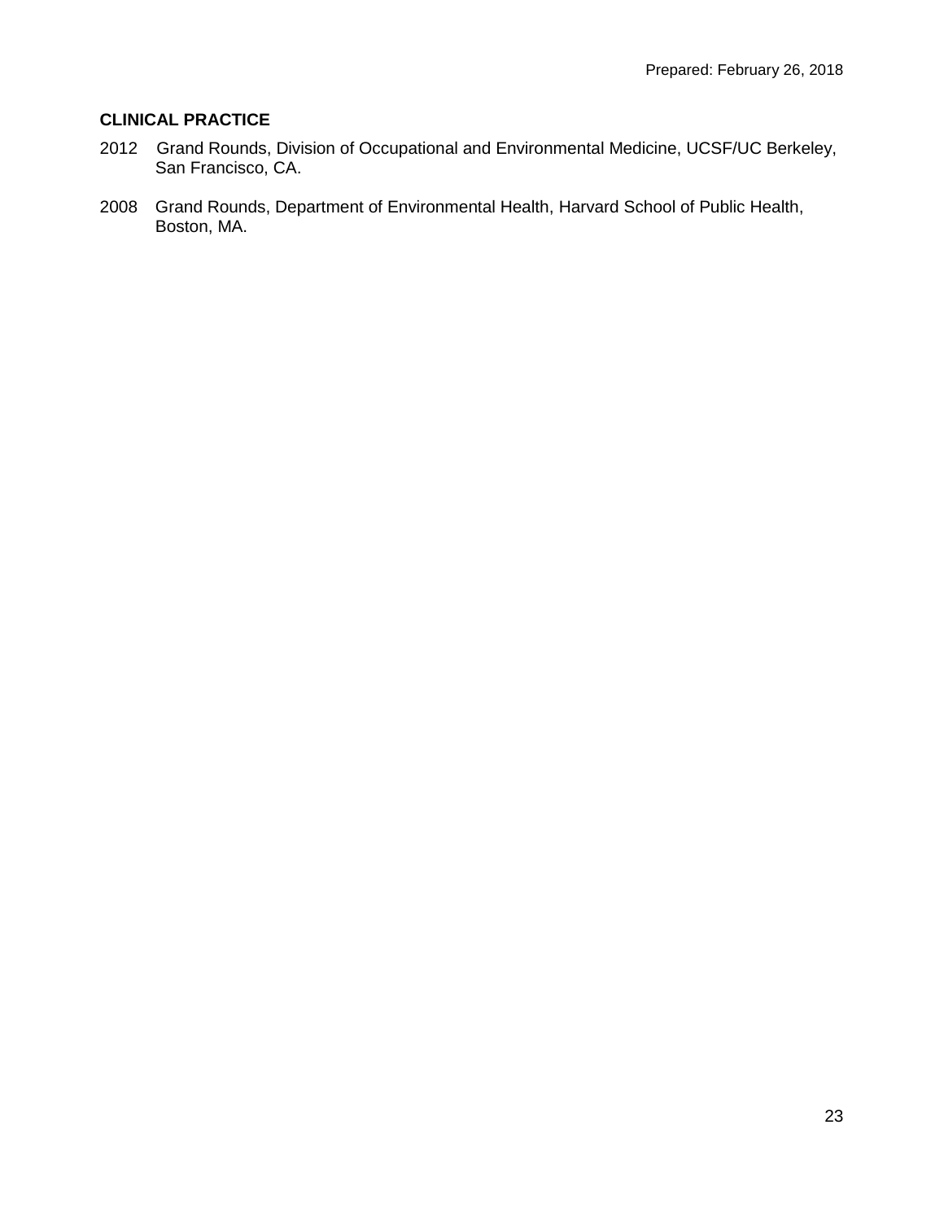**CLINICAL PRACTICE**

2012 Grand Rounds, Division of Occupational and Environmental Medicine, UCSF/UC Berkeley, San Francisco, CA.

2008 Grand Rounds, Department of Environmental Health, Harvard School of Public Health, Boston, MA.